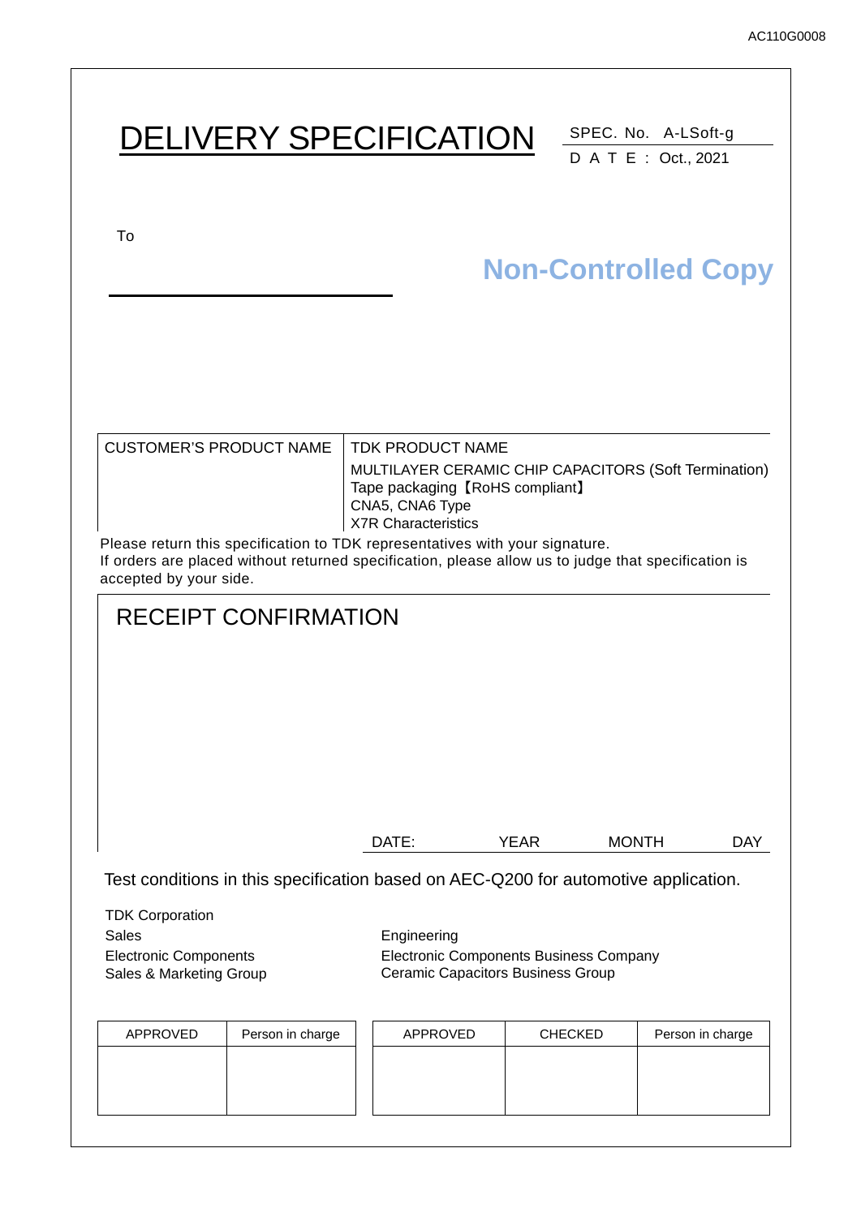AC110G0008

# DELIVERY SPECIFICATION

SPEC. No. A-LSoft-g

D A T E : Oct., 2021

To

**Non-Controlled Copy**

| CUSTOMER'S PRODUCT NAME | TDK PRODUCT NAME |
|---|---|
| | MULTILAYER CERAMIC CHIP CAPACITORS (Soft Termination)<br>Tape packaging【RoHS compliant】<br>CNA5, CNA6 Type<br>X7R Characteristics |

Please return this specification to TDK representatives with your signature.
If orders are placed without returned specification, please allow us to judge that specification is accepted by your side.

## RECEIPT CONFIRMATION

DATE: YEAR MONTH DAY

Test conditions in this specification based on AEC-Q200 for automotive application.

TDK Corporation

Sales
Electronic Components
Sales & Marketing Group

Engineering
Electronic Components Business Company
Ceramic Capacitors Business Group

| APPROVED | Person in charge |
|---|---|
| | |

| APPROVED | CHECKED | Person in charge |
|---|---|---|
| | | |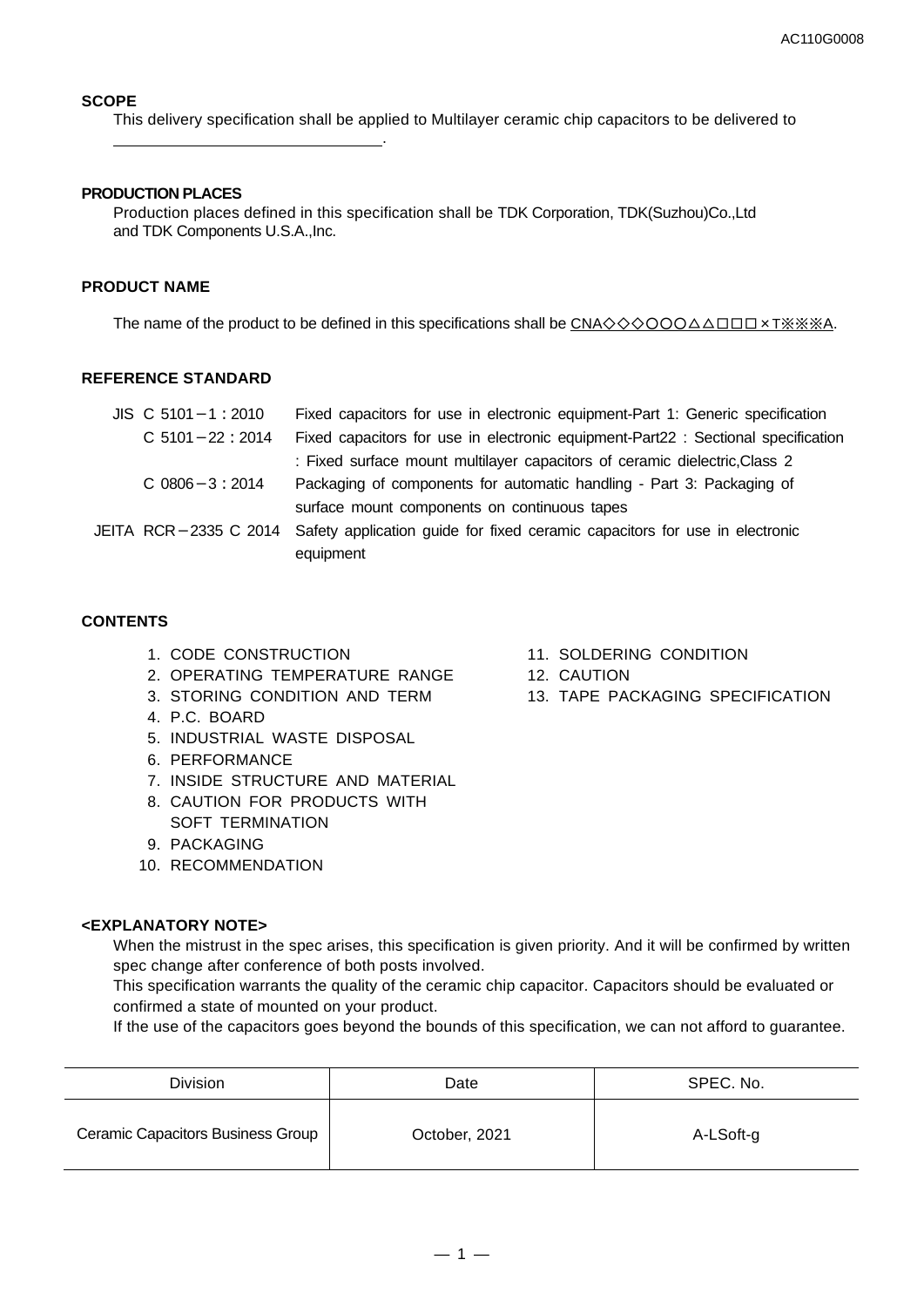## SCOPE

This delivery specification shall be applied to Multilayer ceramic chip capacitors to be delivered to ________________________________.

## PRODUCTION PLACES

Production places defined in this specification shall be TDK Corporation, TDK(Suzhou)Co.,Ltd and TDK Components U.S.A.,Inc.

## PRODUCT NAME

The name of the product to be defined in this specifications shall be CNA◇◇◇○○○△△□□□×T※※※A.

## REFERENCE STANDARD

| | |
|---|---|
| JIS C 5101－1：2010 | Fixed capacitors for use in electronic equipment-Part 1: Generic specification |
| C 5101－22：2014 | Fixed capacitors for use in electronic equipment-Part22 : Sectional specification : Fixed surface mount multilayer capacitors of ceramic dielectric,Class 2 |
| C 0806－3：2014 | Packaging of components for automatic handling - Part 3: Packaging of surface mount components on continuous tapes |
| JEITA RCR－2335 C 2014 | Safety application guide for fixed ceramic capacitors for use in electronic equipment |

## CONTENTS

1. CODE CONSTRUCTION
2. OPERATING TEMPERATURE RANGE
3. STORING CONDITION AND TERM
4. P.C. BOARD
5. INDUSTRIAL WASTE DISPOSAL
6. PERFORMANCE
7. INSIDE STRUCTURE AND MATERIAL
8. CAUTION FOR PRODUCTS WITH SOFT TERMINATION
9. PACKAGING
10. RECOMMENDATION
11. SOLDERING CONDITION
12. CAUTION
13. TAPE PACKAGING SPECIFICATION

## <EXPLANATORY NOTE>

When the mistrust in the spec arises, this specification is given priority. And it will be confirmed by written spec change after conference of both posts involved.

This specification warrants the quality of the ceramic chip capacitor. Capacitors should be evaluated or confirmed a state of mounted on your product.

If the use of the capacitors goes beyond the bounds of this specification, we can not afford to guarantee.

| Division | Date | SPEC. No. |
|---|---|---|
| Ceramic Capacitors Business Group | October, 2021 | A-LSoft-g |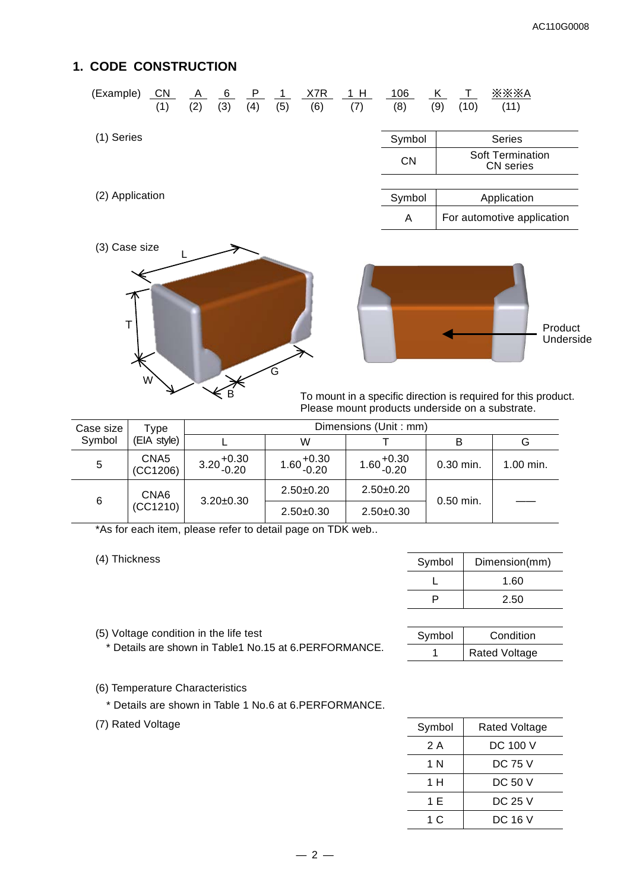## 1. CODE CONSTRUCTION

| (Example) | CN | A | 6 | P | 1 | X7R | 1 H | 106 | K | T | ※※※A |
|---|---|---|---|---|---|---|---|---|---|---|---|
| | (1) | (2) | (3) | (4) | (5) | (6) | (7) | (8) | (9) | (10) | (11) |

(1) Series

| Symbol | Series |
|---|---|
| CN | Soft Termination CN series |

(2) Application

| Symbol | Application |
|---|---|
| A | For automotive application |

(3) Case size

Product Underside

To mount in a specific direction is required for this product.
Please mount products underside on a substrate.

| Case size Symbol | Type (EIA style) | Dimensions (Unit : mm) | | | | |
|---|---|---|---|---|---|---|
| | | L | W | T | B | G |
| 5 | CNA5 (CC1206) | $3.20^{+0.30}_{-0.20}$ | $1.60^{+0.30}_{-0.20}$ | $1.60^{+0.30}_{-0.20}$ | 0.30 min. | 1.00 min. |
| 6 | CNA6 (CC1210) | 3.20±0.30 | 2.50±0.20 | 2.50±0.20 | 0.50 min. | ―― |
| | | | 2.50±0.30 | 2.50±0.30 | | |

*As for each item, please refer to detail page on TDK web..

(4) Thickness

| Symbol | Dimension(mm) |
|---|---|
| L | 1.60 |
| P | 2.50 |

(5) Voltage condition in the life test

\* Details are shown in Table1 No.15 at 6.PERFORMANCE.

| Symbol | Condition |
|---|---|
| 1 | Rated Voltage |

(6) Temperature Characteristics

\* Details are shown in Table 1 No.6 at 6.PERFORMANCE.

(7) Rated Voltage

| Symbol | Rated Voltage |
|---|---|
| 2 A | DC 100 V |
| 1 N | DC 75 V |
| 1 H | DC 50 V |
| 1 E | DC 25 V |
| 1 C | DC 16 V |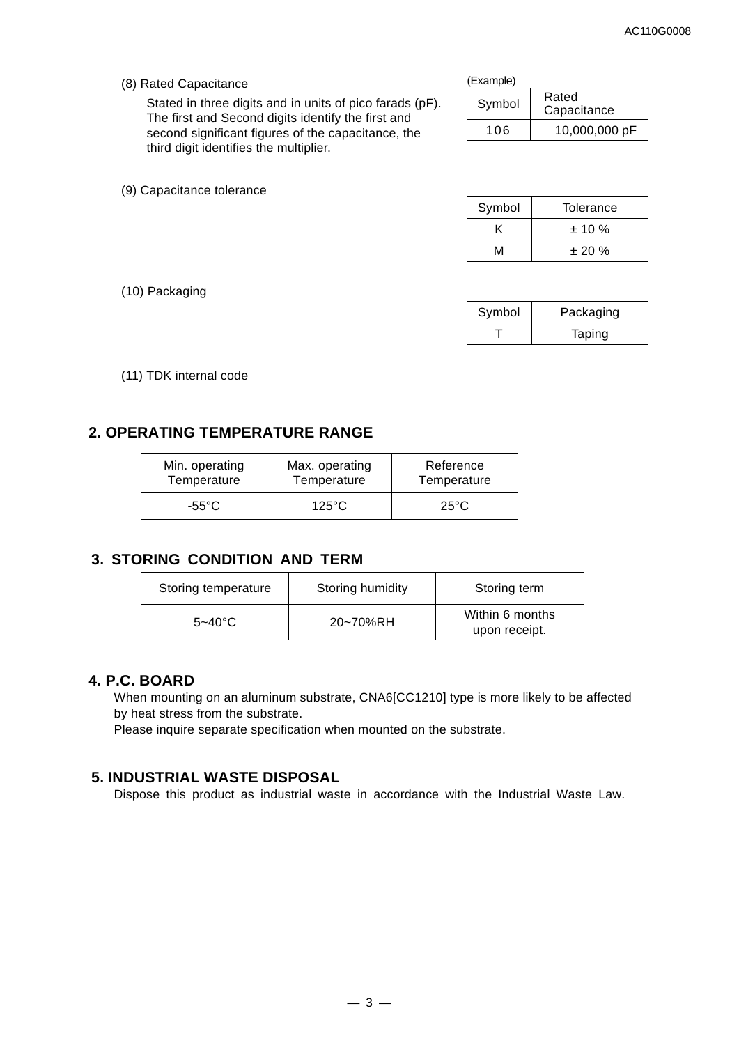(8) Rated Capacitance

Stated in three digits and in units of pico farads (pF). The first and Second digits identify the first and second significant figures of the capacitance, the third digit identifies the multiplier.

(Example)

| Symbol | Rated Capacitance |
|---|---|
| 106 | 10,000,000 pF |

(9) Capacitance tolerance

| Symbol | Tolerance |
|---|---|
| K | ± 10 % |
| M | ± 20 % |

(10) Packaging

| Symbol | Packaging |
|---|---|
| T | Taping |

(11) TDK internal code

## 2. OPERATING TEMPERATURE RANGE

| Min. operating Temperature | Max. operating Temperature | Reference Temperature |
|---|---|---|
| -55°C | 125°C | 25°C |

## 3. STORING CONDITION AND TERM

| Storing temperature | Storing humidity | Storing term |
|---|---|---|
| 5~40°C | 20~70%RH | Within 6 months upon receipt. |

## 4. P.C. BOARD

When mounting on an aluminum substrate, CNA6[CC1210] type is more likely to be affected by heat stress from the substrate.
Please inquire separate specification when mounted on the substrate.

## 5. INDUSTRIAL WASTE DISPOSAL

Dispose this product as industrial waste in accordance with the Industrial Waste Law.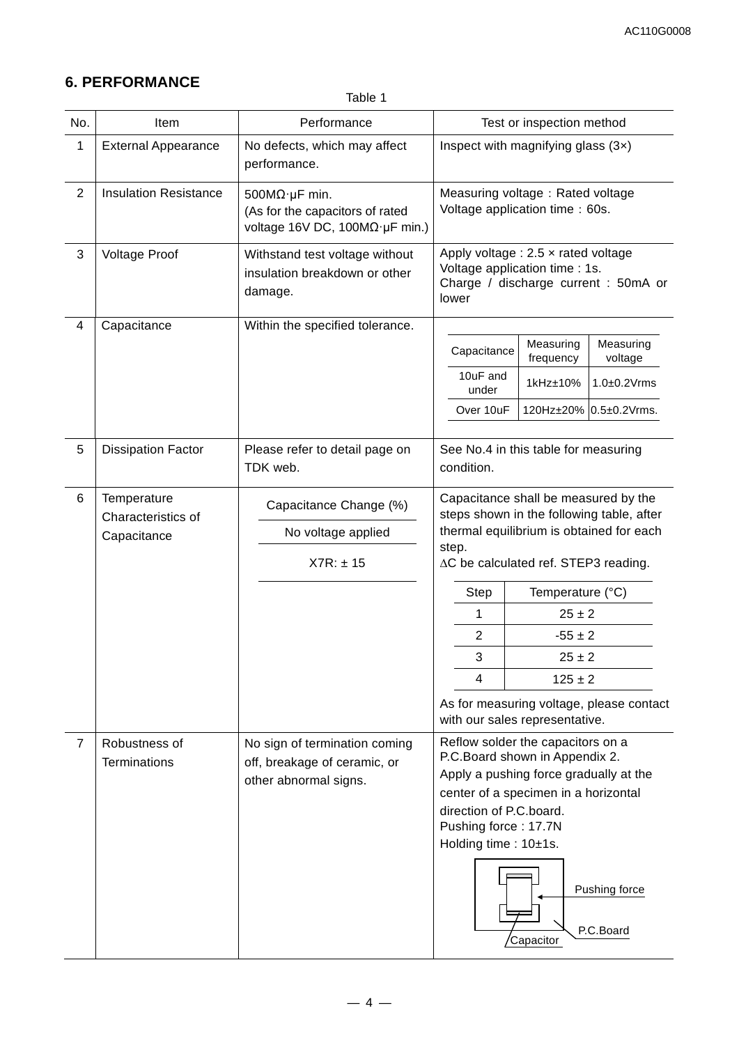## 6. PERFORMANCE

Table 1

| No. | Item | Performance | Test or inspection method |
|---|---|---|---|
| 1 | External Appearance | No defects, which may affect performance. | Inspect with magnifying glass (3×) |
| 2 | Insulation Resistance | 500MΩ·μF min.<br>(As for the capacitors of rated voltage 16V DC, 100MΩ·μF min.) | Measuring voltage : Rated voltage<br>Voltage application time : 60s. |
| 3 | Voltage Proof | Withstand test voltage without insulation breakdown or other damage. | Apply voltage : 2.5 × rated voltage<br>Voltage application time : 1s.<br>Charge / discharge current : 50mA or lower |
| 4 | Capacitance | Within the specified tolerance. | Capacitance / Measuring frequency / Measuring voltage:<br>10uF and under / 1kHz±10% / 1.0±0.2Vrms<br>Over 10uF / 120Hz±20% / 0.5±0.2Vrms. |
| 5 | Dissipation Factor | Please refer to detail page on TDK web. | See No.4 in this table for measuring condition. |
| 6 | Temperature Characteristics of Capacitance | Capacitance Change (%)<br>No voltage applied<br>X7R: ± 15 | Capacitance shall be measured by the steps shown in the following table, after thermal equilibrium is obtained for each step.<br>ΔC be calculated ref. STEP3 reading.<br>Step / Temperature (°C):<br>1 / 25 ± 2<br>2 / -55 ± 2<br>3 / 25 ± 2<br>4 / 125 ± 2<br>As for measuring voltage, please contact with our sales representative. |
| 7 | Robustness of Terminations | No sign of termination coming off, breakage of ceramic, or other abnormal signs. | Reflow solder the capacitors on a P.C.Board shown in Appendix 2.<br>Apply a pushing force gradually at the center of a specimen in a horizontal direction of P.C.board.<br>Pushing force : 17.7N<br>Holding time : 10±1s.<br>(Figure labels: Pushing force, P.C.Board, Capacitor) |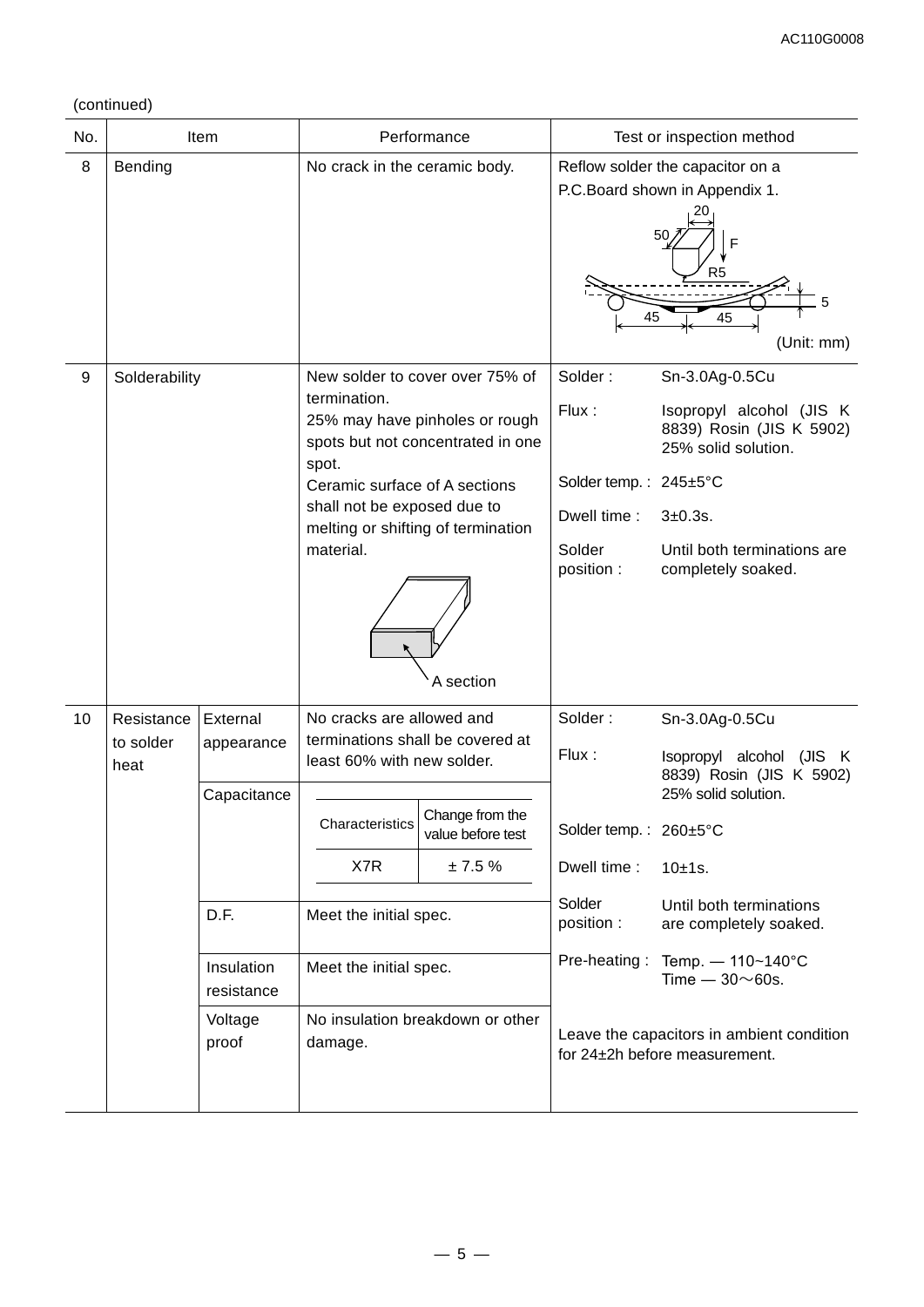(continued)

| No. | Item | | Performance | Test or inspection method |
|---|---|---|---|---|
| 8 | Bending | | No crack in the ceramic body. | Reflow solder the capacitor on a P.C.Board shown in Appendix 1.<br>20, 50, F, R5, 5, 45, 45<br>(Unit: mm) |
| 9 | Solderability | | New solder to cover over 75% of termination.<br>25% may have pinholes or rough spots but not concentrated in one spot.<br>Ceramic surface of A sections shall not be exposed due to melting or shifting of termination material.<br>A section | Solder : Sn-3.0Ag-0.5Cu<br>Flux : Isopropyl alcohol (JIS K 8839) Rosin (JIS K 5902) 25% solid solution.<br>Solder temp. : 245±5°C<br>Dwell time : 3±0.3s.<br>Solder position : Until both terminations are completely soaked. |
| 10 | Resistance to solder heat | External appearance | No cracks are allowed and terminations shall be covered at least 60% with new solder. | Solder : Sn-3.0Ag-0.5Cu<br>Flux : Isopropyl alcohol (JIS K 8839) Rosin (JIS K 5902) 25% solid solution.<br>Solder temp. : 260±5°C<br>Dwell time : 10±1s.<br>Solder position : Until both terminations are completely soaked.<br>Pre-heating : Temp. — 110~140°C Time — 30～60s.<br>Leave the capacitors in ambient condition for 24±2h before measurement. |
| | | Capacitance | Characteristics: X7R — Change from the value before test: ± 7.5 % | |
| | | D.F. | Meet the initial spec. | |
| | | Insulation resistance | Meet the initial spec. | |
| | | Voltage proof | No insulation breakdown or other damage. | |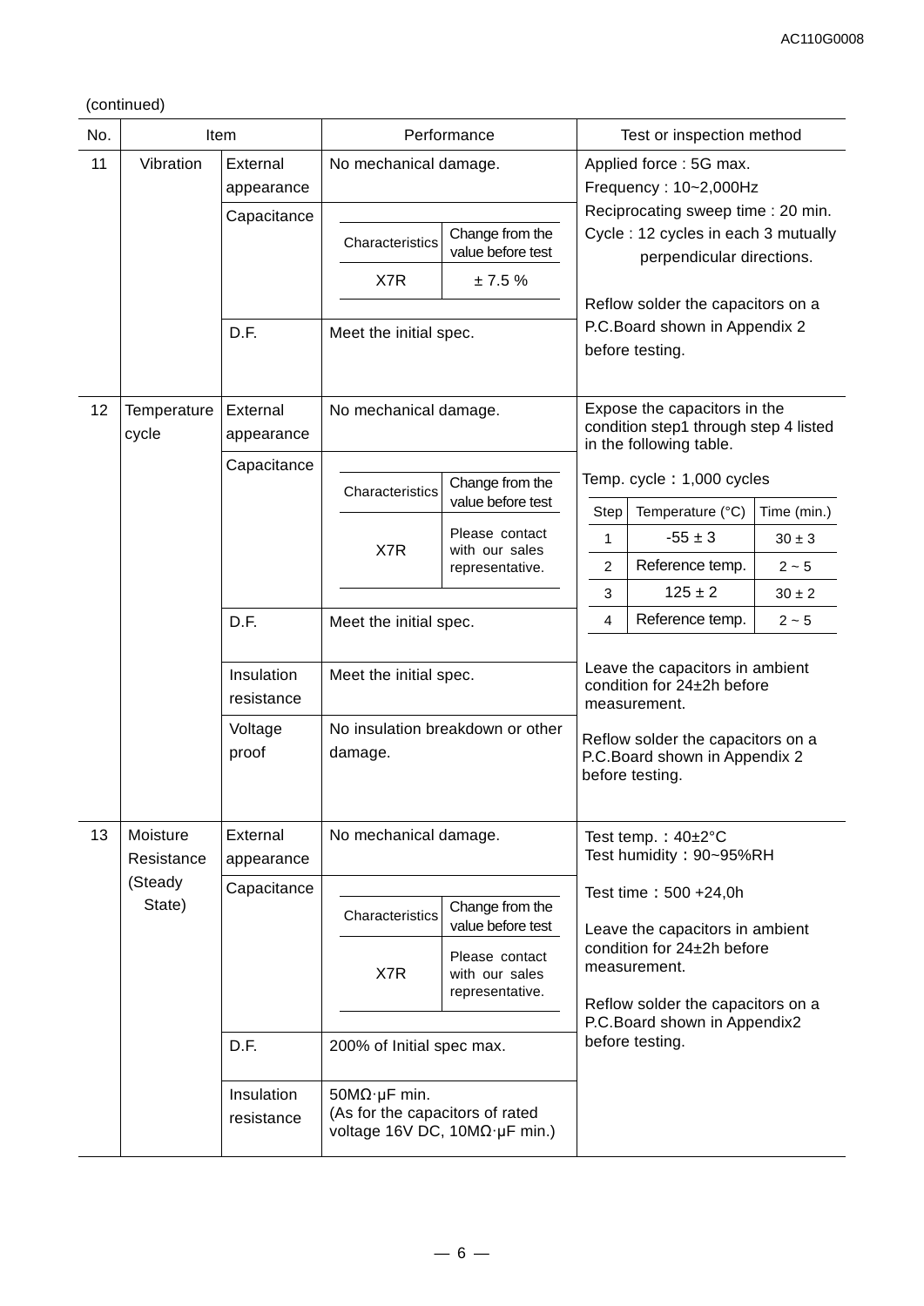(continued)

| No. | Item | | Performance | Test or inspection method |
|---|---|---|---|---|
| 11 | Vibration | External appearance | No mechanical damage. | Applied force : 5G max.<br>Frequency : 10~2,000Hz<br>Reciprocating sweep time : 20 min.<br>Cycle : 12 cycles in each 3 mutually perpendicular directions.<br><br>Reflow solder the capacitors on a P.C.Board shown in Appendix 2 before testing. |
| | | Capacitance | Characteristics: X7R — Change from the value before test: ± 7.5 % | |
| | | D.F. | Meet the initial spec. | |
| 12 | Temperature cycle | External appearance | No mechanical damage. | Expose the capacitors in the condition step1 through step 4 listed in the following table.<br><br>Temp. cycle：1,000 cycles<br><br>Step 1: Temperature -55 ± 3 °C, Time 30 ± 3 min.<br>Step 2: Temperature Reference temp., Time 2 ~ 5 min.<br>Step 3: Temperature 125 ± 2 °C, Time 30 ± 2 min.<br>Step 4: Temperature Reference temp., Time 2 ~ 5 min.<br><br>Leave the capacitors in ambient condition for 24±2h before measurement.<br><br>Reflow solder the capacitors on a P.C.Board shown in Appendix 2 before testing. |
| | | Capacitance | Characteristics: X7R — Change from the value before test: Please contact with our sales representative. | |
| | | D.F. | Meet the initial spec. | |
| | | Insulation resistance | Meet the initial spec. | |
| | | Voltage proof | No insulation breakdown or other damage. | |
| 13 | Moisture Resistance (Steady State) | External appearance | No mechanical damage. | Test temp.：40±2°C<br>Test humidity：90~95%RH<br><br>Test time：500 +24,0h<br><br>Leave the capacitors in ambient condition for 24±2h before measurement.<br><br>Reflow solder the capacitors on a P.C.Board shown in Appendix2 before testing. |
| | | Capacitance | Characteristics: X7R — Change from the value before test: Please contact with our sales representative. | |
| | | D.F. | 200% of Initial spec max. | |
| | | Insulation resistance | 50MΩ·μF min.<br>(As for the capacitors of rated voltage 16V DC, 10MΩ·μF min.) | |

Temperature cycle table (No. 12):

| Step | Temperature (°C) | Time (min.) |
|---|---|---|
| 1 | -55 ± 3 | 30 ± 3 |
| 2 | Reference temp. | 2 ~ 5 |
| 3 | 125 ± 2 | 30 ± 2 |
| 4 | Reference temp. | 2 ~ 5 |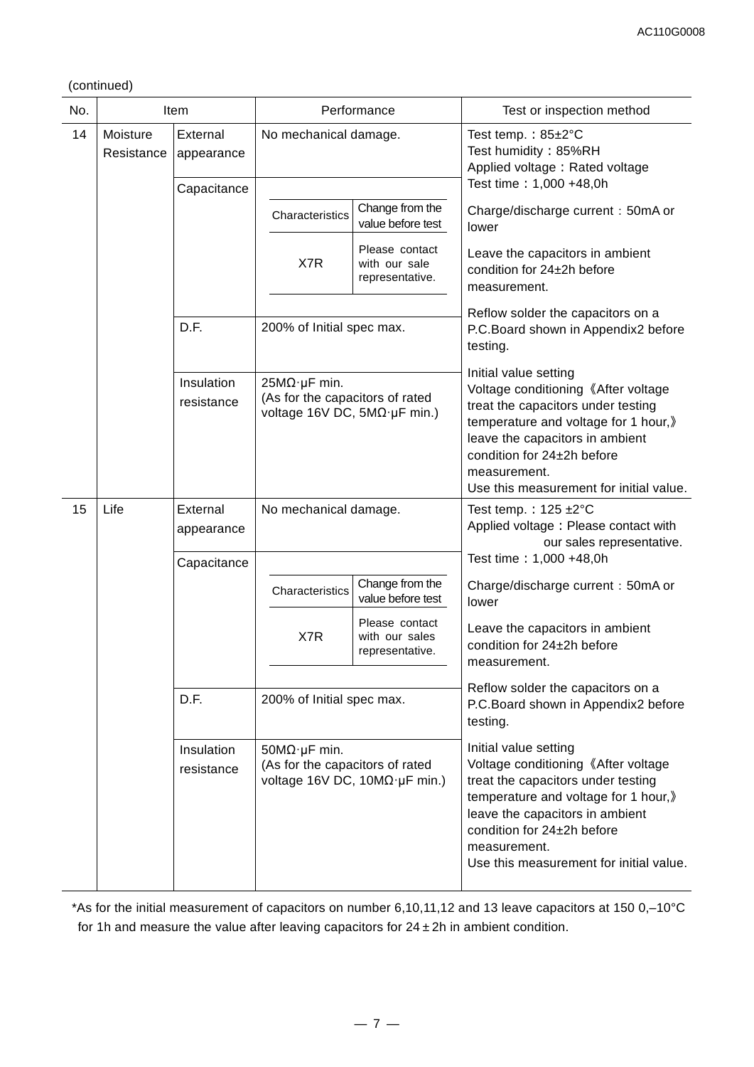(continued)

| No. | Item | | Performance | Test or inspection method |
|---|---|---|---|---|
| 14 | Moisture Resistance | External appearance | No mechanical damage. | Test temp.：85±2°C<br>Test humidity：85%RH<br>Applied voltage：Rated voltage<br>Test time：1,000 +48,0h<br>Charge/discharge current：50mA or lower<br>Leave the capacitors in ambient condition for 24±2h before measurement.<br>Reflow solder the capacitors on a P.C.Board shown in Appendix2 before testing.<br>Initial value setting<br>Voltage conditioning《After voltage treat the capacitors under testing temperature and voltage for 1 hour,》leave the capacitors in ambient condition for 24±2h before measurement.<br>Use this measurement for initial value. |
| | | Capacitance | Characteristics: X7R / Change from the value before test: Please contact with our sale representative. | |
| | | D.F. | 200% of Initial spec max. | |
| | | Insulation resistance | 25MΩ·μF min.<br>(As for the capacitors of rated voltage 16V DC, 5MΩ·μF min.) | |
| 15 | Life | External appearance | No mechanical damage. | Test temp.：125 ±2°C<br>Applied voltage：Please contact with our sales representative.<br>Test time：1,000 +48,0h<br>Charge/discharge current：50mA or lower<br>Leave the capacitors in ambient condition for 24±2h before measurement.<br>Reflow solder the capacitors on a P.C.Board shown in Appendix2 before testing.<br>Initial value setting<br>Voltage conditioning《After voltage treat the capacitors under testing temperature and voltage for 1 hour,》leave the capacitors in ambient condition for 24±2h before measurement.<br>Use this measurement for initial value. |
| | | Capacitance | Characteristics: X7R / Change from the value before test: Please contact with our sales representative. | |
| | | D.F. | 200% of Initial spec max. | |
| | | Insulation resistance | 50MΩ·μF min.<br>(As for the capacitors of rated voltage 16V DC, 10MΩ·μF min.) | |

*As for the initial measurement of capacitors on number 6,10,11,12 and 13 leave capacitors at 150 0,–10°C for 1h and measure the value after leaving capacitors for 24 ± 2h in ambient condition.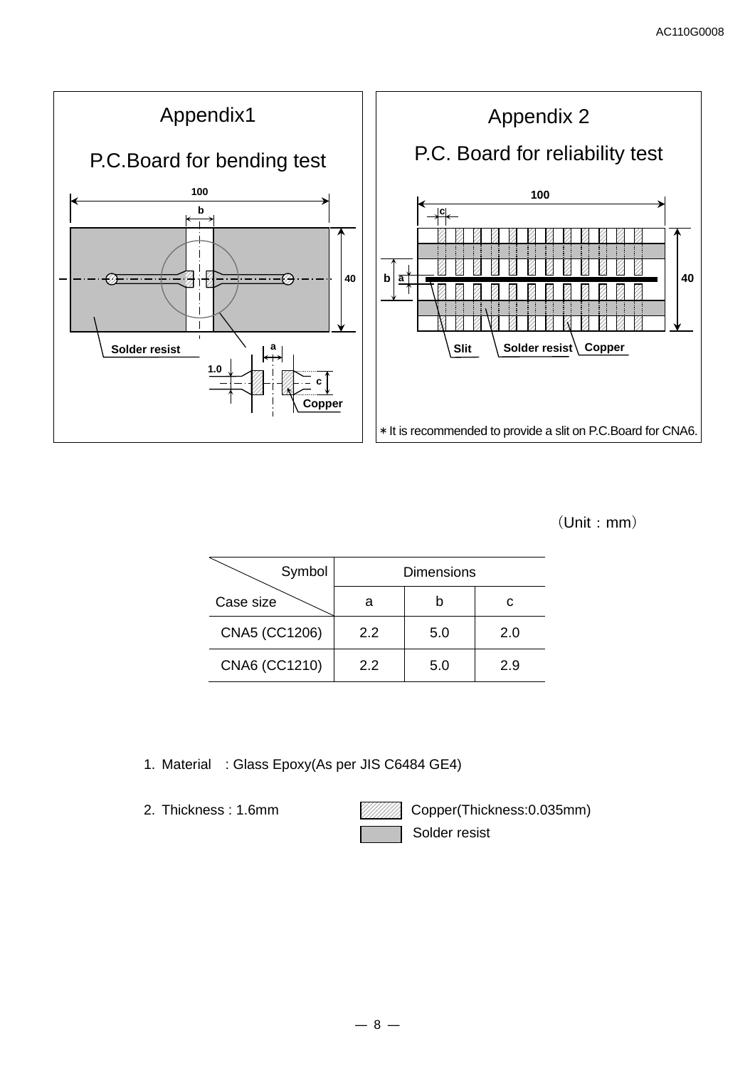## Appendix1

### P.C.Board for bending test

100

b

40

Solder resist

a

1.0

c

Copper

## Appendix 2

### P.C. Board for reliability test

100

c

b a

40

Slit Solder resist Copper

∗It is recommended to provide a slit on P.C.Board for CNA6.

（Unit：mm）

| Symbol / Case size | Dimensions | | |
|---|---|---|---|
| | a | b | c |
| CNA5 (CC1206) | 2.2 | 5.0 | 2.0 |
| CNA6 (CC1210) | 2.2 | 5.0 | 2.9 |

1. Material : Glass Epoxy(As per JIS C6484 GE4)

2. Thickness : 1.6mm

Copper(Thickness:0.035mm)

Solder resist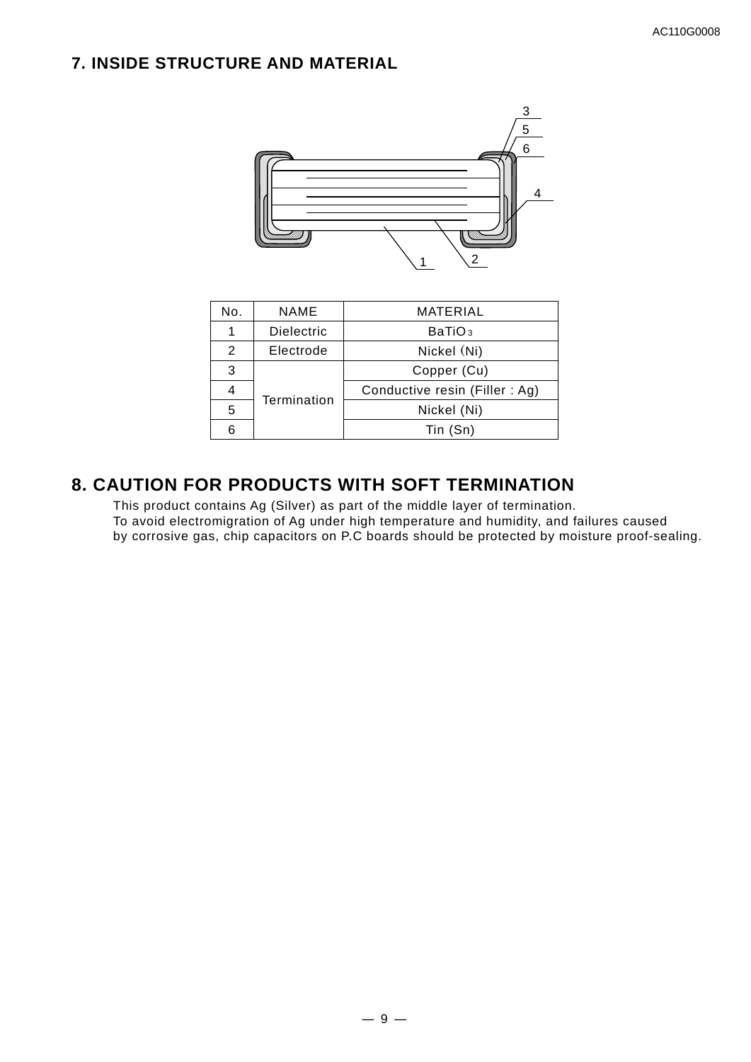## 7. INSIDE STRUCTURE AND MATERIAL

| No. | NAME | MATERIAL |
|---|---|---|
| 1 | Dielectric | $BaTiO_3$ |
| 2 | Electrode | Nickel (Ni) |
| 3 | Termination | Copper (Cu) |
| 4 | | Conductive resin (Filler : Ag) |
| 5 | | Nickel (Ni) |
| 6 | | Tin (Sn) |

## 8. CAUTION FOR PRODUCTS WITH SOFT TERMINATION

This product contains Ag (Silver) as part of the middle layer of termination.
To avoid electromigration of Ag under high temperature and humidity, and failures caused by corrosive gas, chip capacitors on P.C boards should be protected by moisture proof-sealing.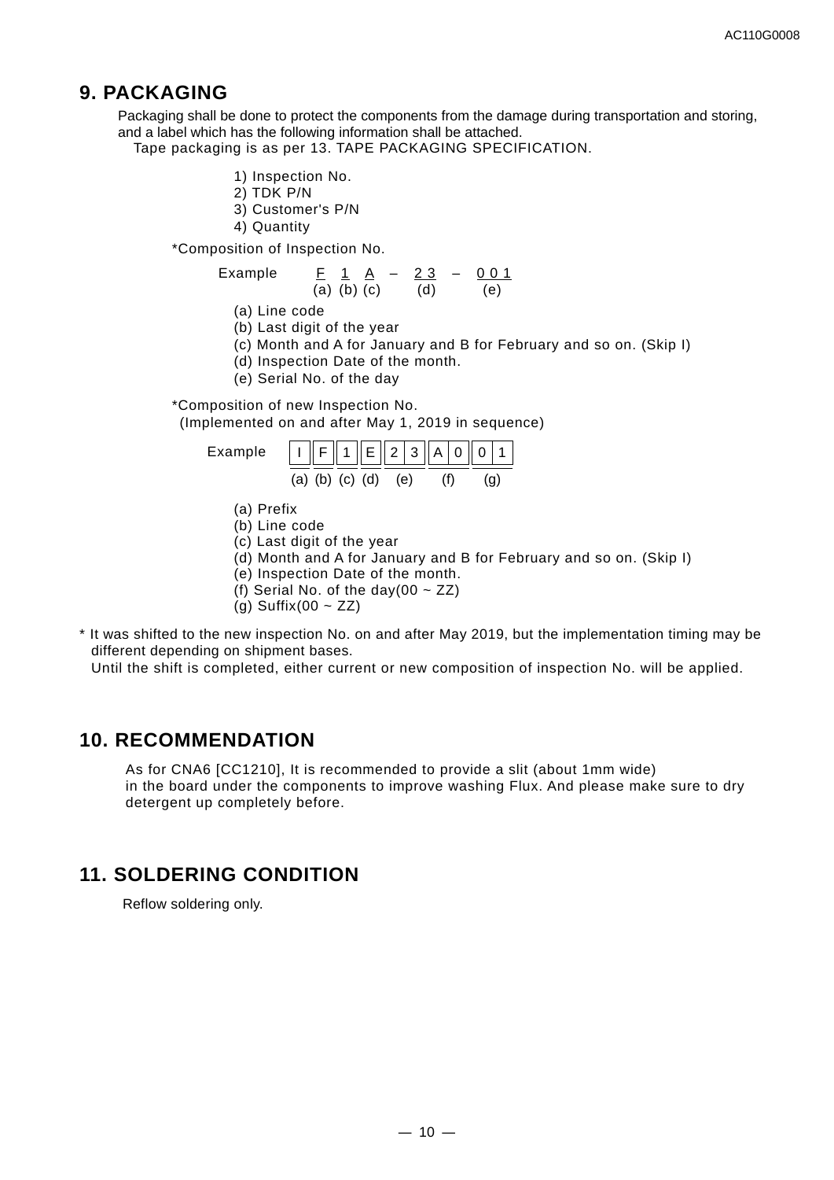## 9. PACKAGING

Packaging shall be done to protect the components from the damage during transportation and storing, and a label which has the following information shall be attached.
Tape packaging is as per 13. TAPE PACKAGING SPECIFICATION.

1) Inspection No.
2) TDK P/N
3) Customer's P/N
4) Quantity

*Composition of Inspection No.

Example F 1 A – 2 3 – 0 0 1
(a) (b) (c) (d) (e)

(a) Line code
(b) Last digit of the year
(c) Month and A for January and B for February and so on. (Skip I)
(d) Inspection Date of the month.
(e) Serial No. of the day

*Composition of new Inspection No.
(Implemented on and after May 1, 2019 in sequence)

| Example | I | F | 1 | E | 2 3 | A 0 | 0 1 |
|---|---|---|---|---|---|---|---|
| | (a) | (b) | (c) | (d) | (e) | (f) | (g) |

(a) Prefix
(b) Line code
(c) Last digit of the year
(d) Month and A for January and B for February and so on. (Skip I)
(e) Inspection Date of the month.
(f) Serial No. of the day(00 ~ ZZ)
(g) Suffix(00 ~ ZZ)

* It was shifted to the new inspection No. on and after May 2019, but the implementation timing may be different depending on shipment bases.
Until the shift is completed, either current or new composition of inspection No. will be applied.

## 10. RECOMMENDATION

As for CNA6 [CC1210], It is recommended to provide a slit (about 1mm wide) in the board under the components to improve washing Flux. And please make sure to dry detergent up completely before.

## 11. SOLDERING CONDITION

Reflow soldering only.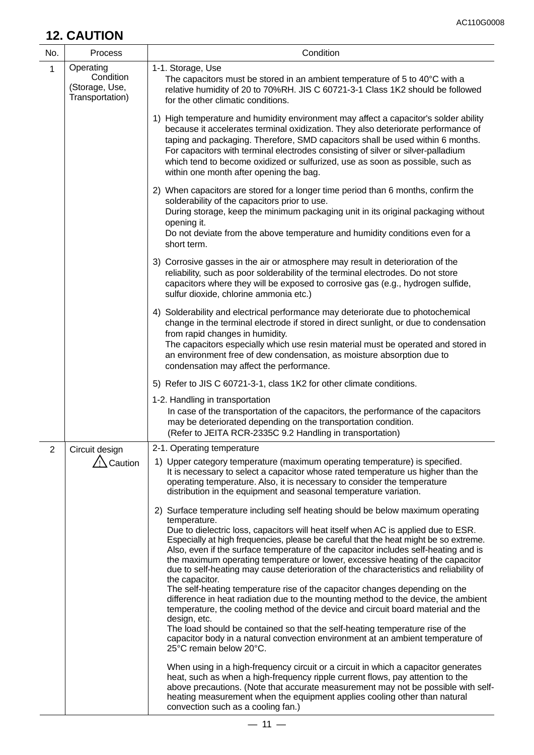## 12. CAUTION

| No. | Process | Condition |
|---|---|---|
| 1 | Operating Condition (Storage, Use, Transportation) | 1-1. Storage, Use<br>The capacitors must be stored in an ambient temperature of 5 to 40°C with a relative humidity of 20 to 70%RH. JIS C 60721-3-1 Class 1K2 should be followed for the other climatic conditions.<br><br>1) High temperature and humidity environment may affect a capacitor's solder ability because it accelerates terminal oxidization. They also deteriorate performance of taping and packaging. Therefore, SMD capacitors shall be used within 6 months. For capacitors with terminal electrodes consisting of silver or silver-palladium which tend to become oxidized or sulfurized, use as soon as possible, such as within one month after opening the bag.<br><br>2) When capacitors are stored for a longer time period than 6 months, confirm the solderability of the capacitors prior to use.<br>During storage, keep the minimum packaging unit in its original packaging without opening it.<br>Do not deviate from the above temperature and humidity conditions even for a short term.<br><br>3) Corrosive gasses in the air or atmosphere may result in deterioration of the reliability, such as poor solderability of the terminal electrodes. Do not store capacitors where they will be exposed to corrosive gas (e.g., hydrogen sulfide, sulfur dioxide, chlorine ammonia etc.)<br><br>4) Solderability and electrical performance may deteriorate due to photochemical change in the terminal electrode if stored in direct sunlight, or due to condensation from rapid changes in humidity.<br>The capacitors especially which use resin material must be operated and stored in an environment free of dew condensation, as moisture absorption due to condensation may affect the performance.<br><br>5) Refer to JIS C 60721-3-1, class 1K2 for other climate conditions.<br><br>1-2. Handling in transportation<br>In case of the transportation of the capacitors, the performance of the capacitors may be deteriorated depending on the transportation condition.<br>(Refer to JEITA RCR-2335C 9.2 Handling in transportation) |
| 2 | Circuit design<br>⚠ Caution | 2-1. Operating temperature<br>1) Upper category temperature (maximum operating temperature) is specified.<br>It is necessary to select a capacitor whose rated temperature us higher than the operating temperature. Also, it is necessary to consider the temperature distribution in the equipment and seasonal temperature variation.<br><br>2) Surface temperature including self heating should be below maximum operating temperature.<br>Due to dielectric loss, capacitors will heat itself when AC is applied due to ESR. Especially at high frequencies, please be careful that the heat might be so extreme. Also, even if the surface temperature of the capacitor includes self-heating and is the maximum operating temperature or lower, excessive heating of the capacitor due to self-heating may cause deterioration of the characteristics and reliability of the capacitor.<br>The self-heating temperature rise of the capacitor changes depending on the difference in heat radiation due to the mounting method to the device, the ambient temperature, the cooling method of the device and circuit board material and the design, etc.<br>The load should be contained so that the self-heating temperature rise of the capacitor body in a natural convection environment at an ambient temperature of 25°C remain below 20°C.<br><br>When using in a high-frequency circuit or a circuit in which a capacitor generates heat, such as when a high-frequency ripple current flows, pay attention to the above precautions. (Note that accurate measurement may not be possible with self-heating measurement when the equipment applies cooling other than natural convection such as a cooling fan.) |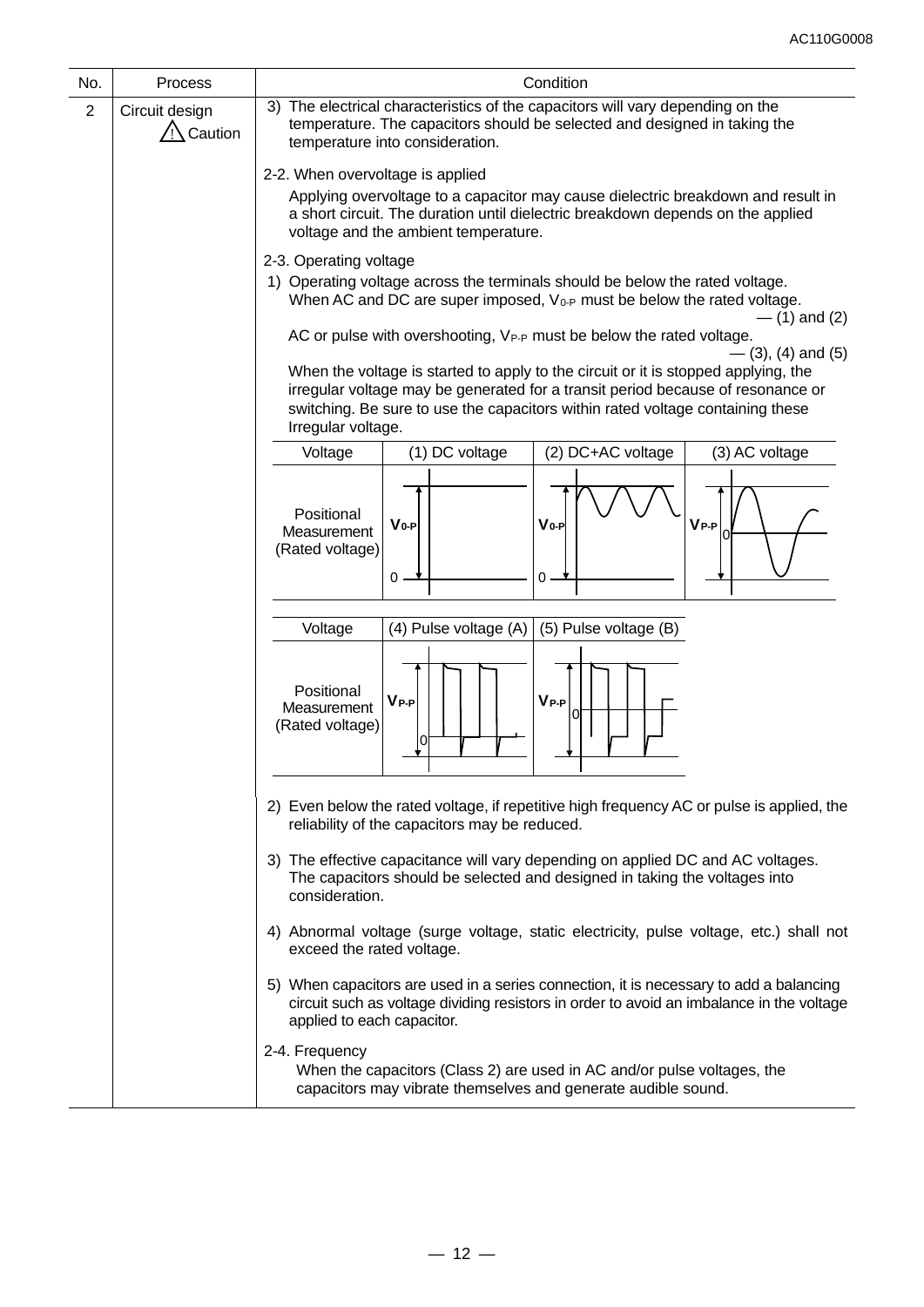| No. | Process | Condition |
|---|---|---|
| 2 | Circuit design ⚠ Caution | 3) The electrical characteristics of the capacitors will vary depending on the temperature. The capacitors should be selected and designed in taking the temperature into consideration. |

2-2. When overvoltage is applied

Applying overvoltage to a capacitor may cause dielectric breakdown and result in a short circuit. The duration until dielectric breakdown depends on the applied voltage and the ambient temperature.

2-3. Operating voltage

1) Operating voltage across the terminals should be below the rated voltage.
When AC and DC are super imposed, $V_{0\text{-}P}$ must be below the rated voltage. — (1) and (2)
AC or pulse with overshooting, $V_{P\text{-}P}$ must be below the rated voltage. — (3), (4) and (5)
When the voltage is started to apply to the circuit or it is stopped applying, the irregular voltage may be generated for a transit period because of resonance or switching. Be sure to use the capacitors within rated voltage containing these Irregular voltage.

| Voltage | (1) DC voltage | (2) DC+AC voltage | (3) AC voltage |
|---|---|---|---|
| Positional Measurement (Rated voltage) | $V_{0\text{-}P}$ | $V_{0\text{-}P}$ | $V_{P\text{-}P}$ |

| Voltage | (4) Pulse voltage (A) | (5) Pulse voltage (B) |
|---|---|---|
| Positional Measurement (Rated voltage) | $V_{P\text{-}P}$ | $V_{P\text{-}P}$ |

2) Even below the rated voltage, if repetitive high frequency AC or pulse is applied, the reliability of the capacitors may be reduced.

3) The effective capacitance will vary depending on applied DC and AC voltages. The capacitors should be selected and designed in taking the voltages into consideration.

4) Abnormal voltage (surge voltage, static electricity, pulse voltage, etc.) shall not exceed the rated voltage.

5) When capacitors are used in a series connection, it is necessary to add a balancing circuit such as voltage dividing resistors in order to avoid an imbalance in the voltage applied to each capacitor.

2-4. Frequency

When the capacitors (Class 2) are used in AC and/or pulse voltages, the capacitors may vibrate themselves and generate audible sound.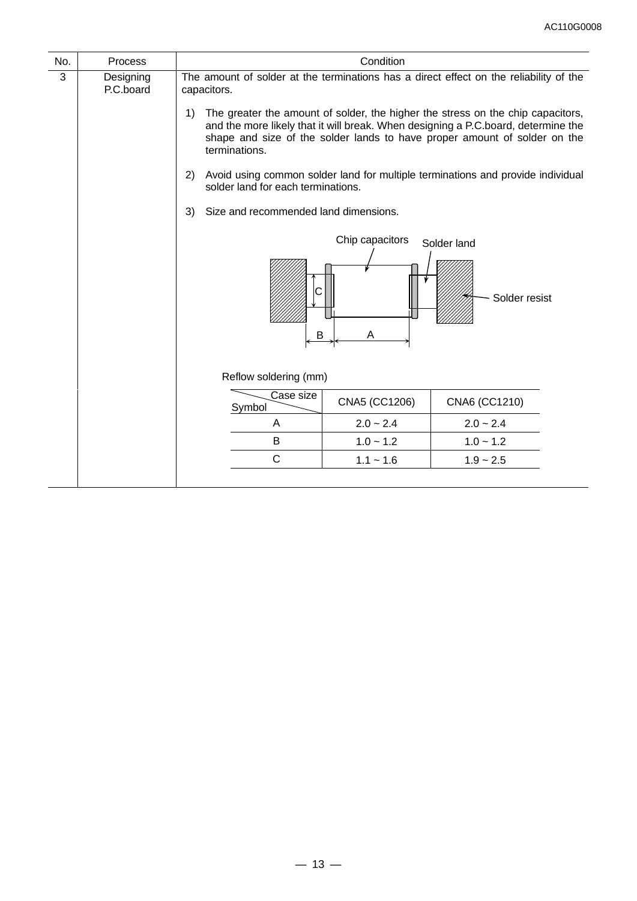| No. | Process | Condition |
|---|---|---|
| 3 | Designing P.C.board | The amount of solder at the terminations has a direct effect on the reliability of the capacitors.<br><br>1) The greater the amount of solder, the higher the stress on the chip capacitors, and the more likely that it will break. When designing a P.C.board, determine the shape and size of the solder lands to have proper amount of solder on the terminations.<br><br>2) Avoid using common solder land for multiple terminations and provide individual solder land for each terminations.<br><br>3) Size and recommended land dimensions. |

Chip capacitors
Solder land
Solder resist
C
B
A

Reflow soldering (mm)

| Case size / Symbol | CNA5 (CC1206) | CNA6 (CC1210) |
|---|---|---|
| A | 2.0 ~ 2.4 | 2.0 ~ 2.4 |
| B | 1.0 ~ 1.2 | 1.0 ~ 1.2 |
| C | 1.1 ~ 1.6 | 1.9 ~ 2.5 |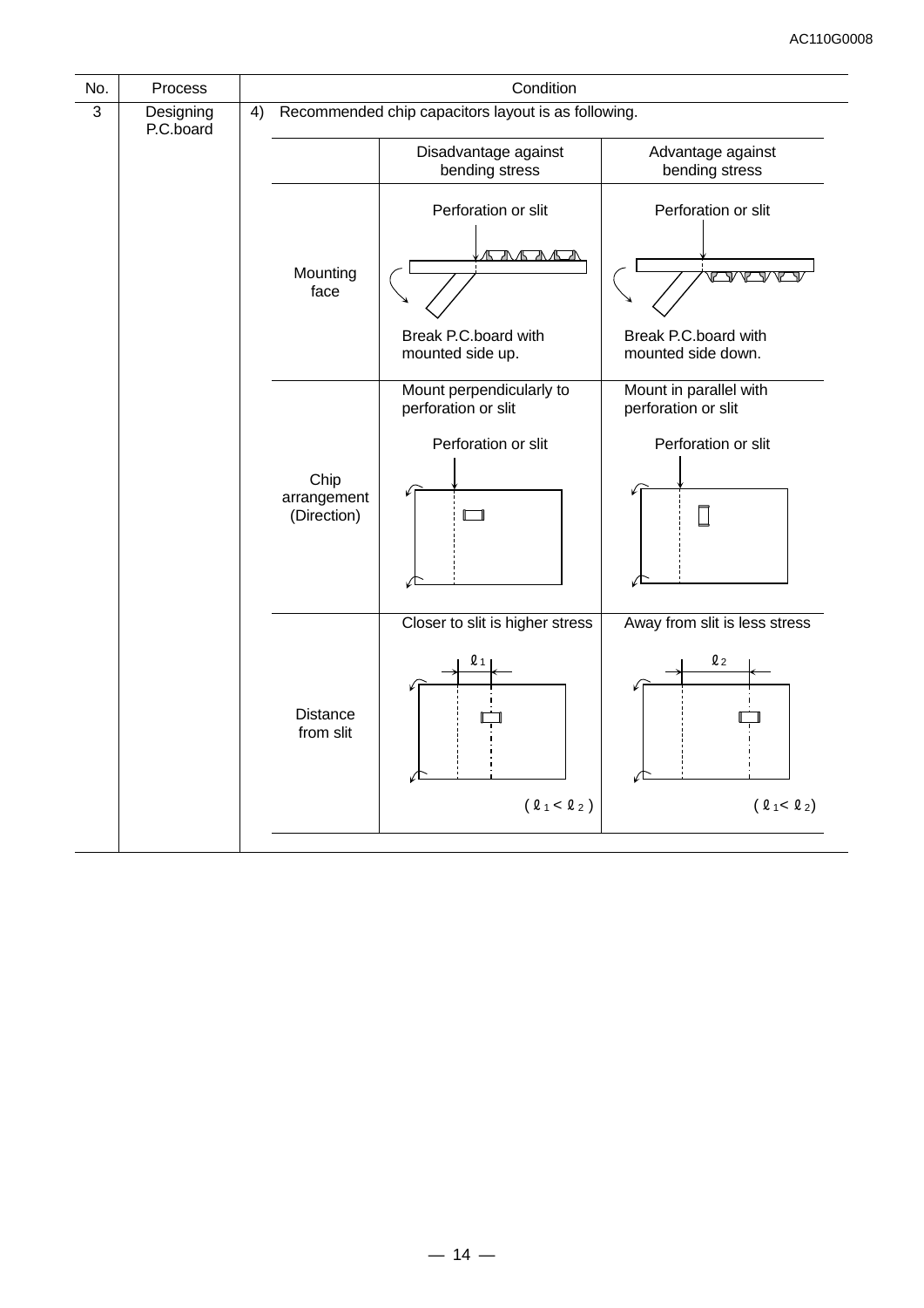| No. | Process | Condition |
|---|---|---|
| 3 | Designing P.C.board | 4) Recommended chip capacitors layout is as following. |

| | Disadvantage against bending stress | Advantage against bending stress |
|---|---|---|
| Mounting face | Perforation or slit<br>Break P.C.board with mounted side up. | Perforation or slit<br>Break P.C.board with mounted side down. |
| Chip arrangement (Direction) | Mount perpendicularly to perforation or slit<br>Perforation or slit | Mount in parallel with perforation or slit<br>Perforation or slit |
| Distance from slit | Closer to slit is higher stress<br>$\ell_1$<br>( $\ell_1 < \ell_2$ ) | Away from slit is less stress<br>$\ell_2$<br>( $\ell_1 < \ell_2$ ) |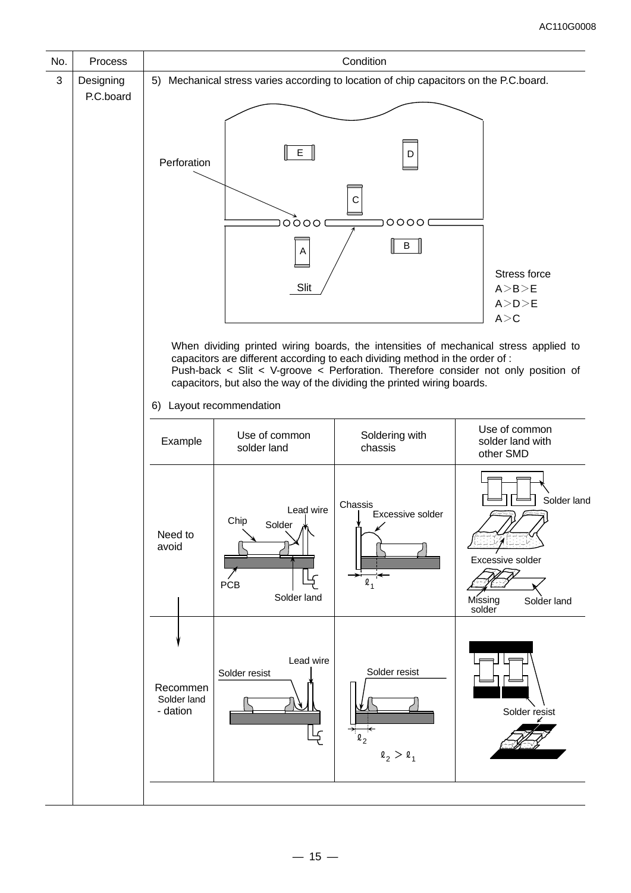| No. | Process | Condition |
|---|---|---|
| 3 | Designing P.C.board | 5) Mechanical stress varies according to location of chip capacitors on the P.C.board. |

Perforation

E D C

A B

Slit

Stress force
A＞B＞E
A＞D＞E
A＞C

When dividing printed wiring boards, the intensities of mechanical stress applied to capacitors are different according to each dividing method in the order of :
Push-back < Slit < V-groove < Perforation. Therefore consider not only position of capacitors, but also the way of the dividing the printed wiring boards.

6) Layout recommendation

| Example | Use of common solder land | Soldering with chassis | Use of common solder land with other SMD |
|---|---|---|---|
| Need to avoid | Chip, Lead wire, Solder, PCB, Solder land | Chassis, Excessive solder, $\ell_1$ | Solder land, Excessive solder, Missing solder, Solder land |
| Recommendation | Solder resist, Lead wire, Solder land | Solder resist, $\ell_2$; $\ell_2 > \ell_1$ | Solder resist |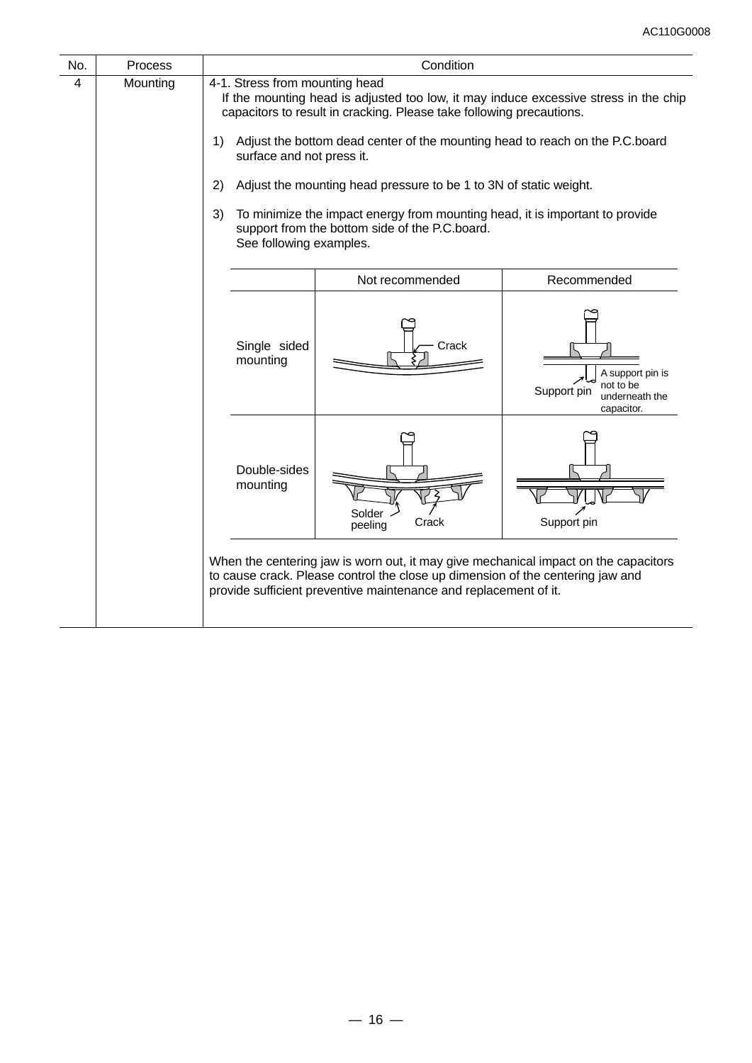| No. | Process | Condition |
|---|---|---|
| 4 | Mounting | 4-1. Stress from mounting head<br>If the mounting head is adjusted too low, it may induce excessive stress in the chip capacitors to result in cracking. Please take following precautions.<br><br>1) Adjust the bottom dead center of the mounting head to reach on the P.C.board surface and not press it.<br><br>2) Adjust the mounting head pressure to be 1 to 3N of static weight.<br><br>3) To minimize the impact energy from mounting head, it is important to provide support from the bottom side of the P.C.board. See following examples. |

| | Not recommended | Recommended |
|---|---|---|
| Single sided mounting | Crack | Support pin<br>A support pin is not to be underneath the capacitor. |
| Double-sides mounting | Solder peeling<br>Crack | Support pin |

When the centering jaw is worn out, it may give mechanical impact on the capacitors to cause crack. Please control the close up dimension of the centering jaw and provide sufficient preventive maintenance and replacement of it.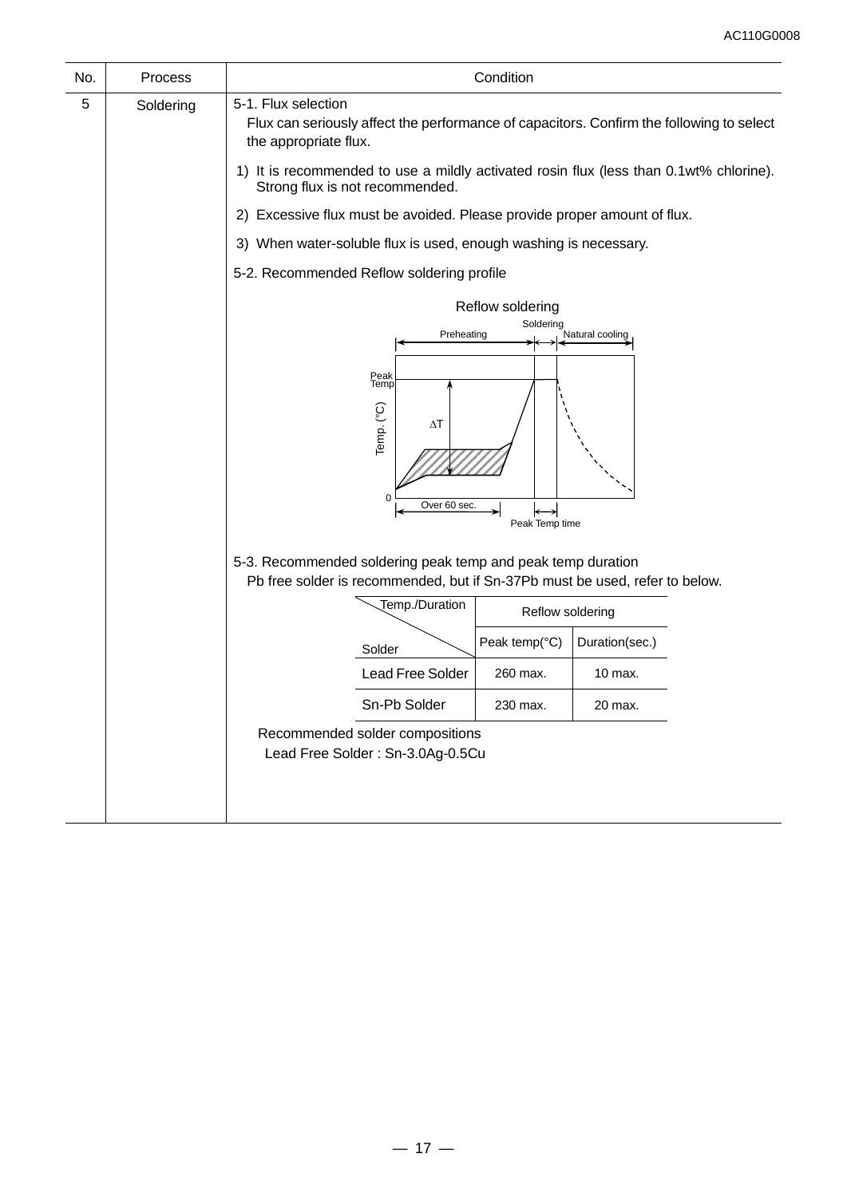| No. | Process | Condition |
|---|---|---|
| 5 | Soldering | 5-1. Flux selection |

5-1. Flux selection

Flux can seriously affect the performance of capacitors. Confirm the following to select the appropriate flux.

1) It is recommended to use a mildly activated rosin flux (less than 0.1wt% chlorine). Strong flux is not recommended.
2) Excessive flux must be avoided. Please provide proper amount of flux.
3) When water-soluble flux is used, enough washing is necessary.

5-2. Recommended Reflow soldering profile

Reflow soldering

Preheating, Soldering, Natural cooling, Peak Temp, Temp. (°C), ΔT, 0, Over 60 sec., Peak Temp time

5-3. Recommended soldering peak temp and peak temp duration

Pb free solder is recommended, but if Sn-37Pb must be used, refer to below.

| Temp./Duration \ Solder | Reflow soldering | |
|---|---|---|
| | Peak temp(°C) | Duration(sec.) |
| Lead Free Solder | 260 max. | 10 max. |
| Sn-Pb Solder | 230 max. | 20 max. |

Recommended solder compositions

Lead Free Solder : Sn-3.0Ag-0.5Cu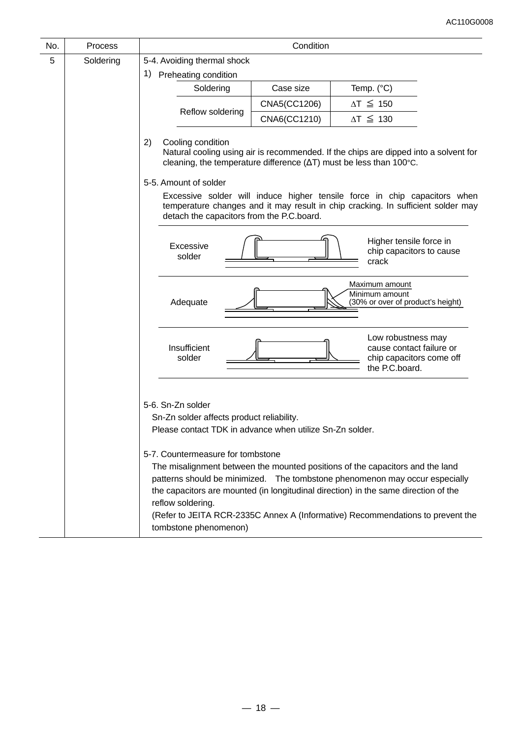| No. | Process | Condition |
|---|---|---|
| 5 | Soldering | 5-4. Avoiding thermal shock |

1) Preheating condition

| Soldering | Case size | Temp. (°C) |
|---|---|---|
| Reflow soldering | CNA5(CC1206) | ∆T ≦ 150 |
| | CNA6(CC1210) | ∆T ≦ 130 |

2) Cooling condition
Natural cooling using air is recommended. If the chips are dipped into a solvent for cleaning, the temperature difference (ΔT) must be less than 100°C.

5-5. Amount of solder

Excessive solder will induce higher tensile force in chip capacitors when temperature changes and it may result in chip cracking. In sufficient solder may detach the capacitors from the P.C.board.

| | |
|---|---|
| Excessive solder | Higher tensile force in chip capacitors to cause crack |
| Adequate | Maximum amount<br>Minimum amount<br>(30% or over of product's height) |
| Insufficient solder | Low robustness may cause contact failure or chip capacitors come off the P.C.board. |

5-6. Sn-Zn solder

Sn-Zn solder affects product reliability.
Please contact TDK in advance when utilize Sn-Zn solder.

5-7. Countermeasure for tombstone

The misalignment between the mounted positions of the capacitors and the land patterns should be minimized. The tombstone phenomenon may occur especially the capacitors are mounted (in longitudinal direction) in the same direction of the reflow soldering.
(Refer to JEITA RCR-2335C Annex A (Informative) Recommendations to prevent the tombstone phenomenon)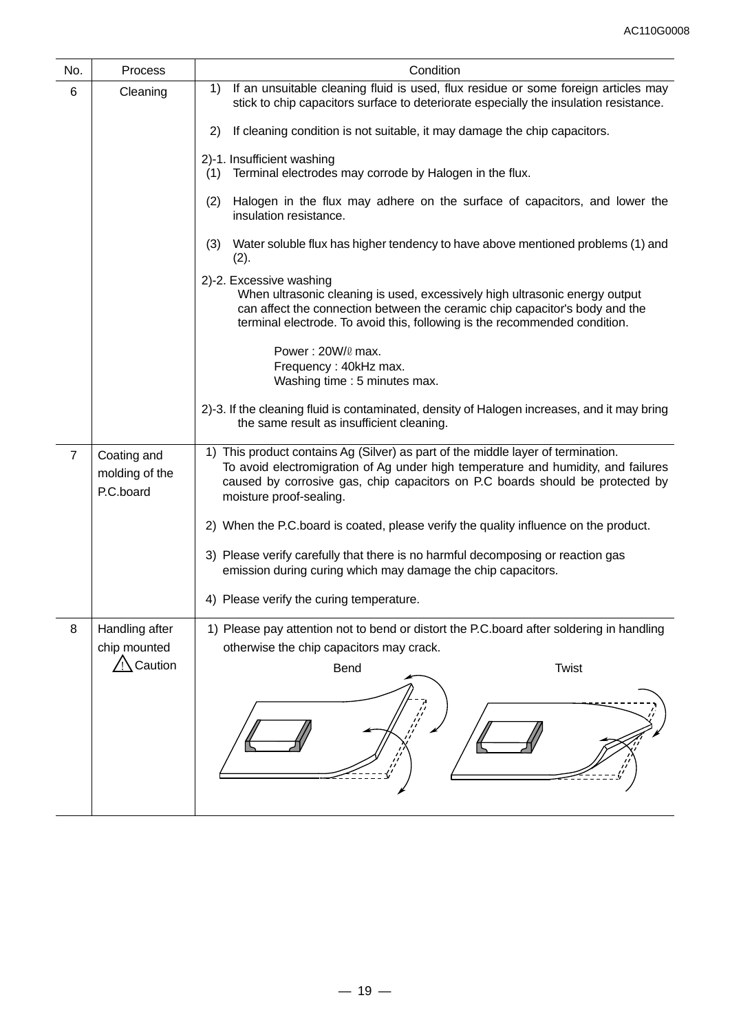| No. | Process | Condition |
|---|---|---|
| 6 | Cleaning | 1) If an unsuitable cleaning fluid is used, flux residue or some foreign articles may stick to chip capacitors surface to deteriorate especially the insulation resistance.<br><br>2) If cleaning condition is not suitable, it may damage the chip capacitors.<br><br>2)-1. Insufficient washing<br>(1) Terminal electrodes may corrode by Halogen in the flux.<br><br>(2) Halogen in the flux may adhere on the surface of capacitors, and lower the insulation resistance.<br><br>(3) Water soluble flux has higher tendency to have above mentioned problems (1) and (2).<br><br>2)-2. Excessive washing<br>When ultrasonic cleaning is used, excessively high ultrasonic energy output can affect the connection between the ceramic chip capacitor's body and the terminal electrode. To avoid this, following is the recommended condition.<br><br>Power : 20W/ℓ max.<br>Frequency : 40kHz max.<br>Washing time : 5 minutes max.<br><br>2)-3. If the cleaning fluid is contaminated, density of Halogen increases, and it may bring the same result as insufficient cleaning. |
| 7 | Coating and molding of the P.C.board | 1) This product contains Ag (Silver) as part of the middle layer of termination. To avoid electromigration of Ag under high temperature and humidity, and failures caused by corrosive gas, chip capacitors on P.C boards should be protected by moisture proof-sealing.<br><br>2) When the P.C.board is coated, please verify the quality influence on the product.<br><br>3) Please verify carefully that there is no harmful decomposing or reaction gas emission during curing which may damage the chip capacitors.<br><br>4) Please verify the curing temperature. |
| 8 | Handling after chip mounted<br>⚠ Caution | 1) Please pay attention not to bend or distort the P.C.board after soldering in handling otherwise the chip capacitors may crack.<br><br>Bend Twist |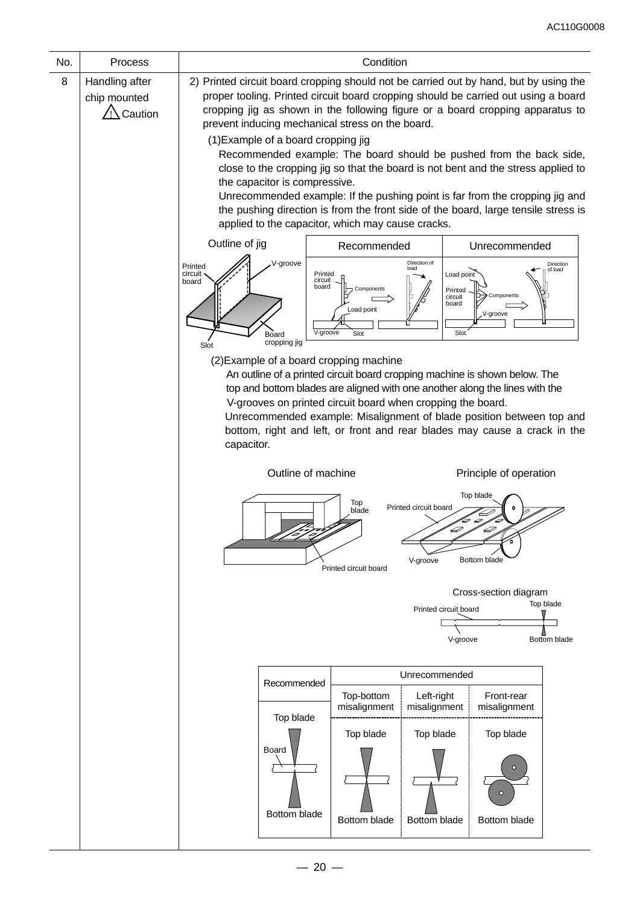| No. | Process | Condition |
|---|---|---|
| 8 | Handling after chip mounted ⚠ Caution | 2) Printed circuit board cropping should not be carried out by hand, but by using the proper tooling. Printed circuit board cropping should be carried out using a board cropping jig as shown in the following figure or a board cropping apparatus to prevent inducing mechanical stress on the board. |

(1)Example of a board cropping jig

Recommended example: The board should be pushed from the back side, close to the cropping jig so that the board is not bent and the stress applied to the capacitor is compressive.

Unrecommended example: If the pushing point is far from the cropping jig and the pushing direction is from the front side of the board, large tensile stress is applied to the capacitor, which may cause cracks.

Outline of jig: Printed circuit board, V-groove, Board cropping jig, Slot

| Recommended | Unrecommended |
|---|---|
| Direction of load, Printed circuit board, Components, Load point, V-groove, Slot | Direction of load, Load point, Printed circuit board, Components, V-groove, Slot |

(2)Example of a board cropping machine

An outline of a printed circuit board cropping machine is shown below. The top and bottom blades are aligned with one another along the lines with the V-grooves on printed circuit board when cropping the board.

Unrecommended example: Misalignment of blade position between top and bottom, right and left, or front and rear blades may cause a crack in the capacitor.

Outline of machine: Top blade, Printed circuit board

Principle of operation: Top blade, Printed circuit board, V-groove, Bottom blade

Cross-section diagram: Printed circuit board, Top blade, V-groove, Bottom blade

| Recommended | Unrecommended | | |
|---|---|---|---|
| | Top-bottom misalignment | Left-right misalignment | Front-rear misalignment |
| Top blade / Board / Bottom blade | Top blade / Bottom blade | Top blade / Bottom blade | Top blade / Bottom blade |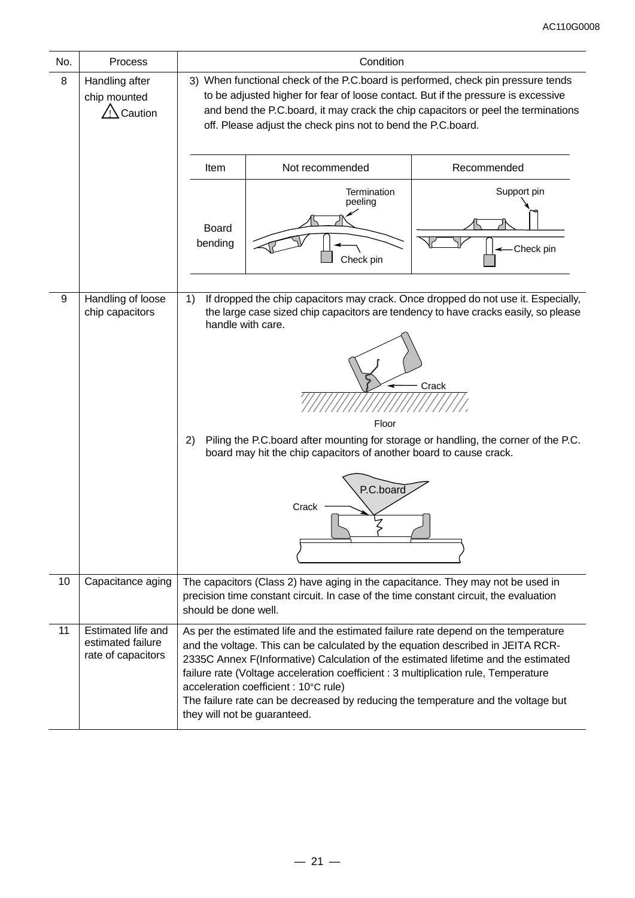| No. | Process | Condition |
|---|---|---|
| 8 | Handling after chip mounted ⚠ Caution | 3) When functional check of the P.C.board is performed, check pin pressure tends to be adjusted higher for fear of loose contact. But if the pressure is excessive and bend the P.C.board, it may crack the chip capacitors or peel the terminations off. Please adjust the check pins not to bend the P.C.board. |
| 9 | Handling of loose chip capacitors | 1) If dropped the chip capacitors may crack. Once dropped do not use it. Especially, the large case sized chip capacitors are tendency to have cracks easily, so please handle with care.<br>2) Piling the P.C.board after mounting for storage or handling, the corner of the P.C. board may hit the chip capacitors of another board to cause crack. |
| 10 | Capacitance aging | The capacitors (Class 2) have aging in the capacitance. They may not be used in precision time constant circuit. In case of the time constant circuit, the evaluation should be done well. |
| 11 | Estimated life and estimated failure rate of capacitors | As per the estimated life and the estimated failure rate depend on the temperature and the voltage. This can be calculated by the equation described in JEITA RCR-2335C Annex F(Informative) Calculation of the estimated lifetime and the estimated failure rate (Voltage acceleration coefficient : 3 multiplication rule, Temperature acceleration coefficient : 10°C rule)<br>The failure rate can be decreased by reducing the temperature and the voltage but they will not be guaranteed. |

| Item | Not recommended | Recommended |
|---|---|---|
| Board bending | Termination peeling<br>Check pin | Support pin<br>Check pin |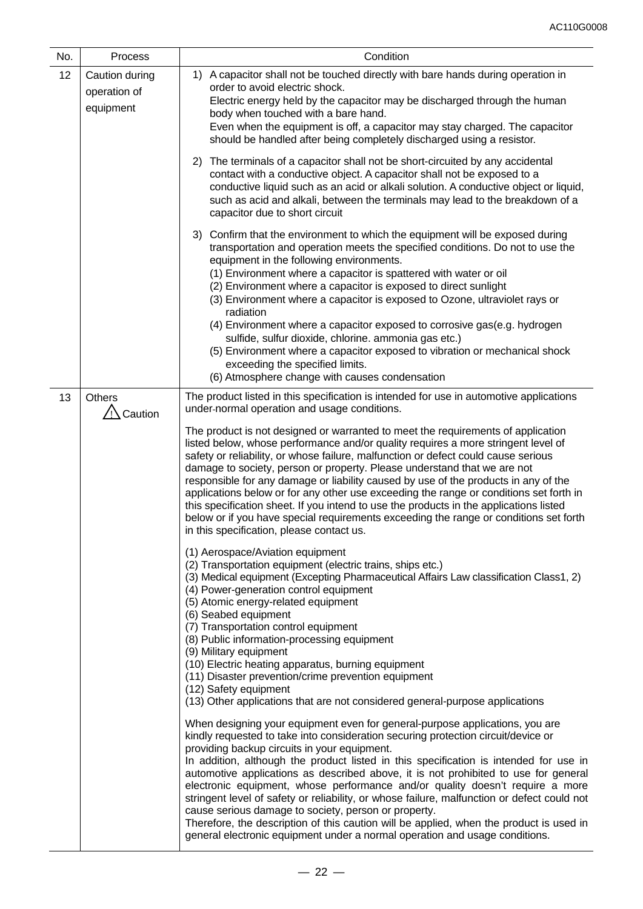| No. | Process | Condition |
|---|---|---|
| 12 | Caution during operation of equipment | 1) A capacitor shall not be touched directly with bare hands during operation in order to avoid electric shock.<br>Electric energy held by the capacitor may be discharged through the human body when touched with a bare hand.<br>Even when the equipment is off, a capacitor may stay charged. The capacitor should be handled after being completely discharged using a resistor.<br><br>2) The terminals of a capacitor shall not be short-circuited by any accidental contact with a conductive object. A capacitor shall not be exposed to a conductive liquid such as an acid or alkali solution. A conductive object or liquid, such as acid and alkali, between the terminals may lead to the breakdown of a capacitor due to short circuit<br><br>3) Confirm that the environment to which the equipment will be exposed during transportation and operation meets the specified conditions. Do not to use the equipment in the following environments.<br>(1) Environment where a capacitor is spattered with water or oil<br>(2) Environment where a capacitor is exposed to direct sunlight<br>(3) Environment where a capacitor is exposed to Ozone, ultraviolet rays or radiation<br>(4) Environment where a capacitor exposed to corrosive gas(e.g. hydrogen sulfide, sulfur dioxide, chlorine. ammonia gas etc.)<br>(5) Environment where a capacitor exposed to vibration or mechanical shock exceeding the specified limits.<br>(6) Atmosphere change with causes condensation |
| 13 | Others<br>⚠ Caution | The product listed in this specification is intended for use in automotive applications under-normal operation and usage conditions.<br><br>The product is not designed or warranted to meet the requirements of application listed below, whose performance and/or quality requires a more stringent level of safety or reliability, or whose failure, malfunction or defect could cause serious damage to society, person or property. Please understand that we are not responsible for any damage or liability caused by use of the products in any of the applications below or for any other use exceeding the range or conditions set forth in this specification sheet. If you intend to use the products in the applications listed below or if you have special requirements exceeding the range or conditions set forth in this specification, please contact us.<br><br>(1) Aerospace/Aviation equipment<br>(2) Transportation equipment (electric trains, ships etc.)<br>(3) Medical equipment (Excepting Pharmaceutical Affairs Law classification Class1, 2)<br>(4) Power-generation control equipment<br>(5) Atomic energy-related equipment<br>(6) Seabed equipment<br>(7) Transportation control equipment<br>(8) Public information-processing equipment<br>(9) Military equipment<br>(10) Electric heating apparatus, burning equipment<br>(11) Disaster prevention/crime prevention equipment<br>(12) Safety equipment<br>(13) Other applications that are not considered general-purpose applications<br><br>When designing your equipment even for general-purpose applications, you are kindly requested to take into consideration securing protection circuit/device or providing backup circuits in your equipment.<br>In addition, although the product listed in this specification is intended for use in automotive applications as described above, it is not prohibited to use for general electronic equipment, whose performance and/or quality doesn't require a more stringent level of safety or reliability, or whose failure, malfunction or defect could not cause serious damage to society, person or property.<br>Therefore, the description of this caution will be applied, when the product is used in general electronic equipment under a normal operation and usage conditions. |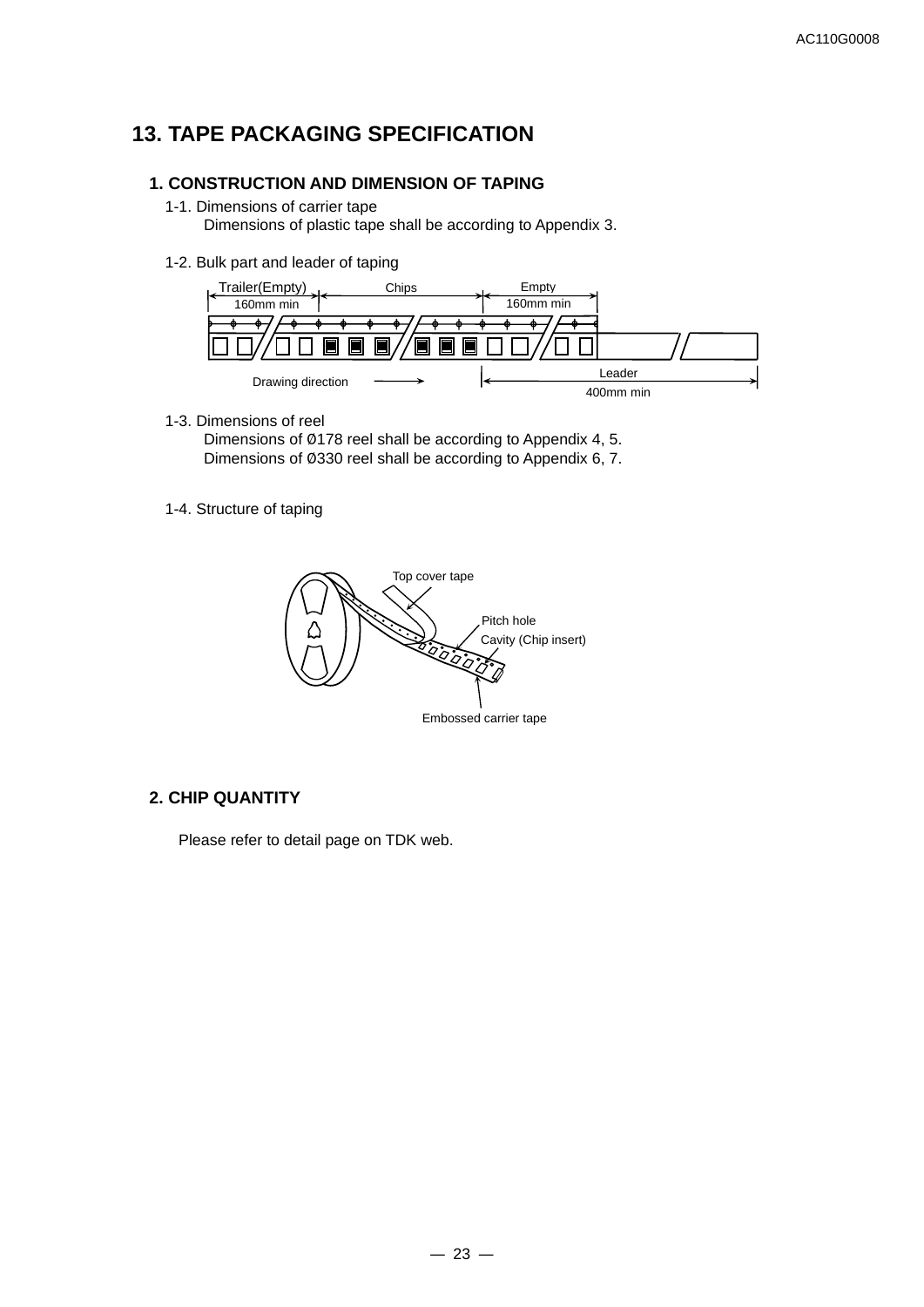# 13. TAPE PACKAGING SPECIFICATION

## 1. CONSTRUCTION AND DIMENSION OF TAPING

1-1. Dimensions of carrier tape

Dimensions of plastic tape shall be according to Appendix 3.

1-2. Bulk part and leader of taping

Trailer(Empty) 160mm min | Chips | Empty 160mm min | Leader 400mm min | Drawing direction

1-3. Dimensions of reel

Dimensions of Ø178 reel shall be according to Appendix 4, 5.
Dimensions of Ø330 reel shall be according to Appendix 6, 7.

1-4. Structure of taping

Top cover tape | Pitch hole | Cavity (Chip insert) | Embossed carrier tape

## 2. CHIP QUANTITY

Please refer to detail page on TDK web.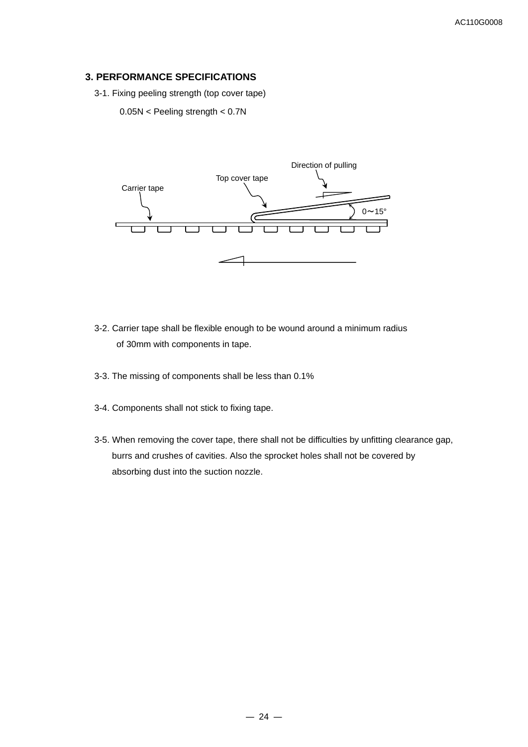## 3. PERFORMANCE SPECIFICATIONS

3-1. Fixing peeling strength (top cover tape)

0.05N < Peeling strength < 0.7N

Direction of pulling

Top cover tape

Carrier tape

0～15°

3-2. Carrier tape shall be flexible enough to be wound around a minimum radius of 30mm with components in tape.

3-3. The missing of components shall be less than 0.1%

3-4. Components shall not stick to fixing tape.

3-5. When removing the cover tape, there shall not be difficulties by unfitting clearance gap, burrs and crushes of cavities. Also the sprocket holes shall not be covered by absorbing dust into the suction nozzle.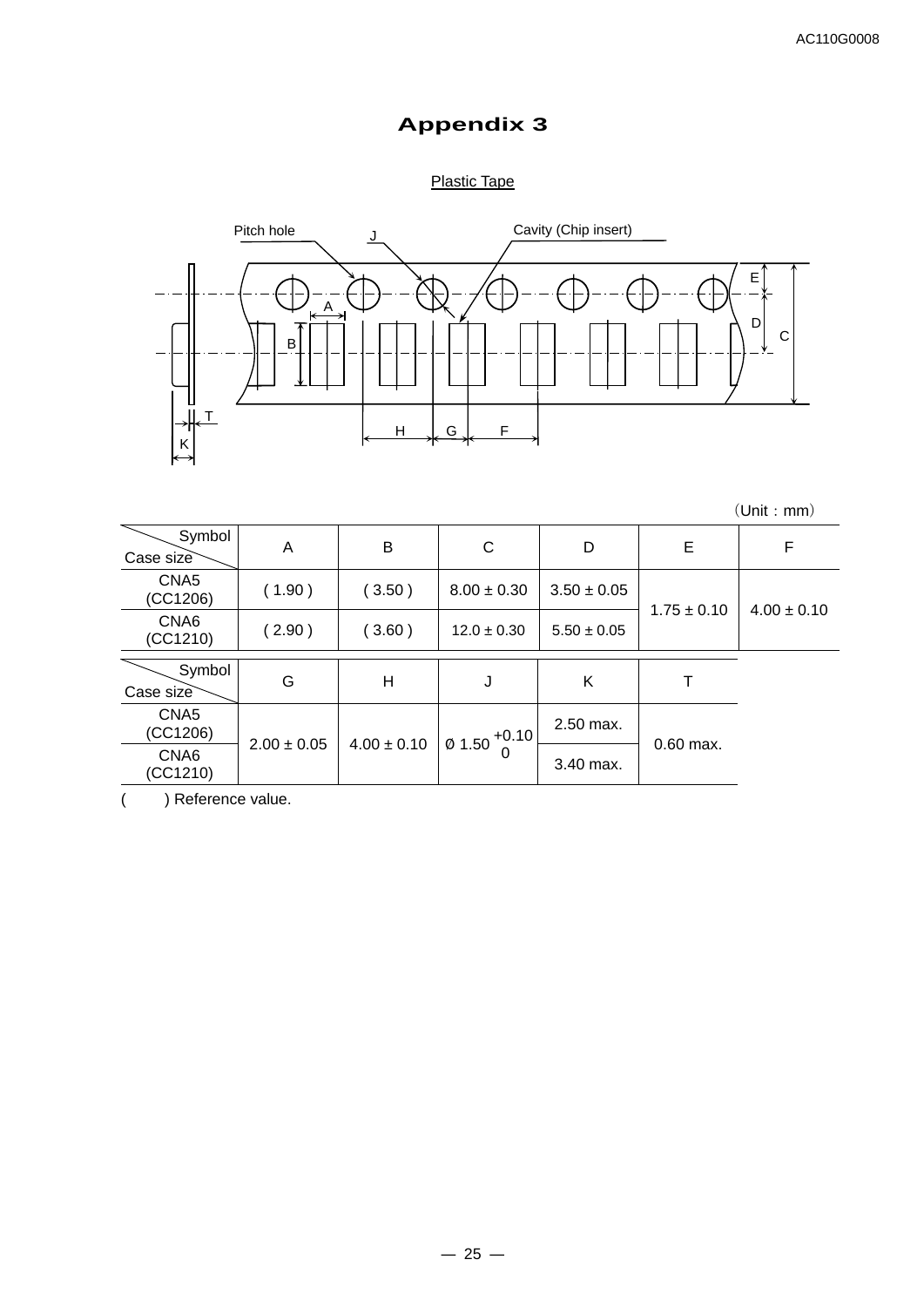# Appendix 3

Plastic Tape

(Unit：mm)

| Case size \ Symbol | A | B | C | D | E | F |
|---|---|---|---|---|---|---|
| CNA5 (CC1206) | ( 1.90 ) | ( 3.50 ) | 8.00 ± 0.30 | 3.50 ± 0.05 | 1.75 ± 0.10 | 4.00 ± 0.10 |
| CNA6 (CC1210) | ( 2.90 ) | ( 3.60 ) | 12.0 ± 0.30 | 5.50 ± 0.05 | | |

| Case size \ Symbol | G | H | J | K | T |
|---|---|---|---|---|---|
| CNA5 (CC1206) | 2.00 ± 0.05 | 4.00 ± 0.10 | Ø 1.50 $^{+0.10}_{0}$ | 2.50 max. | 0.60 max. |
| CNA6 (CC1210) | | | | 3.40 max. | |

(　　) Reference value.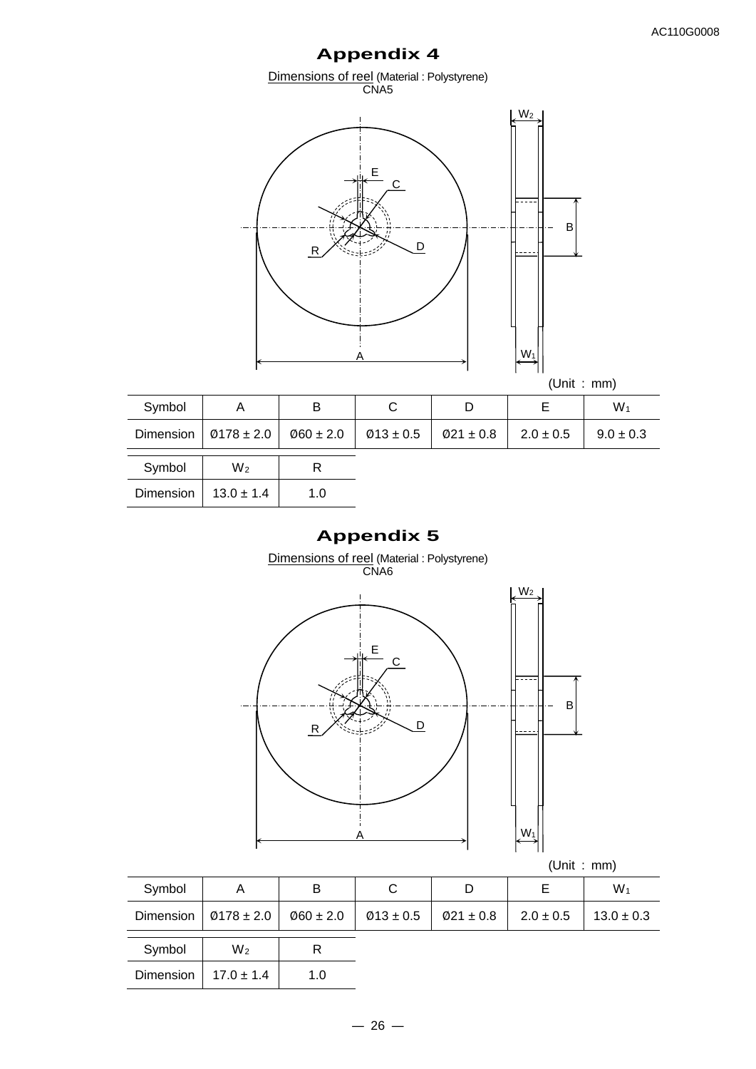# Appendix 4

Dimensions of reel (Material : Polystyrene)
CNA5

(Unit : mm)

| Symbol | A | B | C | D | E | $W_1$ |
|---|---|---|---|---|---|---|
| Dimension | Ø178 ± 2.0 | Ø60 ± 2.0 | Ø13 ± 0.5 | Ø21 ± 0.8 | 2.0 ± 0.5 | 9.0 ± 0.3 |

| Symbol | $W_2$ | R |
|---|---|---|
| Dimension | 13.0 ± 1.4 | 1.0 |

# Appendix 5

Dimensions of reel (Material : Polystyrene)
CNA6

(Unit : mm)

| Symbol | A | B | C | D | E | $W_1$ |
|---|---|---|---|---|---|---|
| Dimension | Ø178 ± 2.0 | Ø60 ± 2.0 | Ø13 ± 0.5 | Ø21 ± 0.8 | 2.0 ± 0.5 | 13.0 ± 0.3 |

| Symbol | $W_2$ | R |
|---|---|---|
| Dimension | 17.0 ± 1.4 | 1.0 |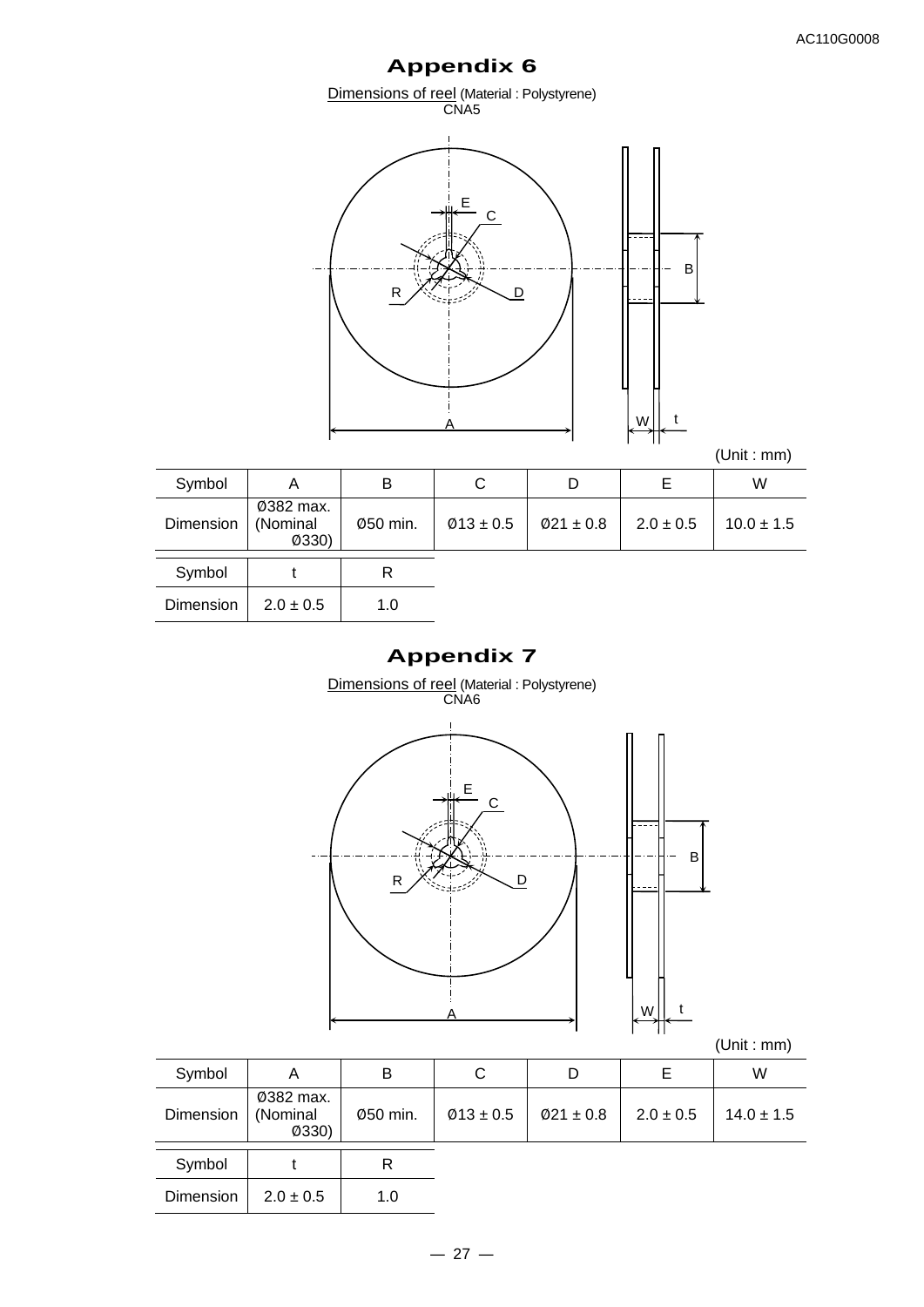# Appendix 6

Dimensions of reel (Material : Polystyrene)
CNA5

E
C
B
R
D
A
W
t

(Unit : mm)

| Symbol | A | B | C | D | E | W |
|---|---|---|---|---|---|---|
| Dimension | Ø382 max. (Nominal Ø330) | Ø50 min. | Ø13 ± 0.5 | Ø21 ± 0.8 | 2.0 ± 0.5 | 10.0 ± 1.5 |

| Symbol | t | R |
|---|---|---|
| Dimension | 2.0 ± 0.5 | 1.0 |

# Appendix 7

Dimensions of reel (Material : Polystyrene)
CNA6

E
C
B
R
D
A
W
t

(Unit : mm)

| Symbol | A | B | C | D | E | W |
|---|---|---|---|---|---|---|
| Dimension | Ø382 max. (Nominal Ø330) | Ø50 min. | Ø13 ± 0.5 | Ø21 ± 0.8 | 2.0 ± 0.5 | 14.0 ± 1.5 |

| Symbol | t | R |
|---|---|---|
| Dimension | 2.0 ± 0.5 | 1.0 |